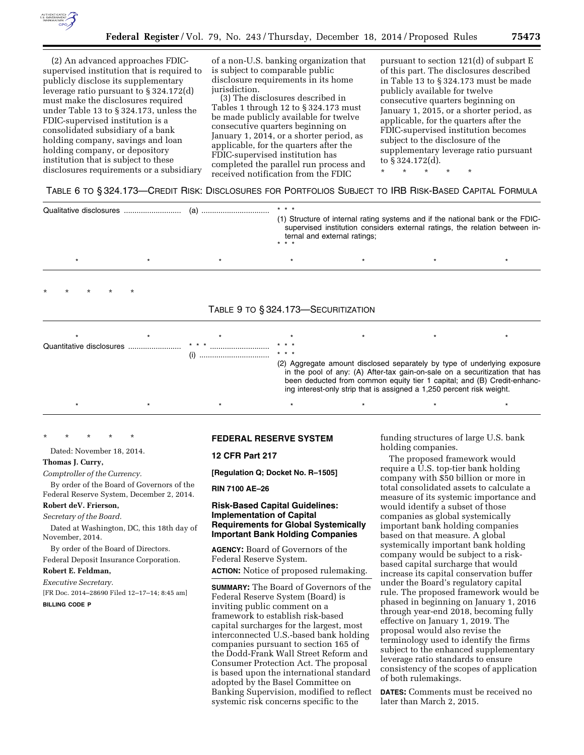(2) An advanced approaches FDIC-supervised institution that is required to publicly disclose its supplementary leverage ratio pursuant to § 324.172(d) must make the disclosures required under Table 13 to § 324.173, unless the FDIC-supervised institution is a consolidated subsidiary of a bank holding company, savings and loan holding company, or depository institution that is subject to these disclosures requirements or a subsidiary of a non-U.S. banking organization that is subject to comparable public disclosure requirements in its home jurisdiction.

(3) The disclosures described in Tables 1 through 12 to § 324.173 must be made publicly available for twelve consecutive quarters beginning on January 1, 2014, or a shorter period, as applicable, for the quarters after the FDIC-supervised institution has completed the parallel run process and received notification from the FDIC pursuant to section 121(d) of subpart E of this part. The disclosures described in Table 13 to § 324.173 must be made publicly available for twelve consecutive quarters beginning on January 1, 2015, or a shorter period, as applicable, for the quarters after the FDIC-supervised institution becomes subject to the disclosure of the supplementary leverage ratio pursuant to § 324.172(d).

\* \* \* \* \*

TABLE 6 TO § 324.173—CREDIT RISK: DISCLOSURES FOR PORTFOLIOS SUBJECT TO IRB RISK-BASED CAPITAL FORMULA

| | | |
|---|---|---|
| Qualitative disclosures | (a) | \* \* \*<br>(1) Structure of internal rating systems and if the national bank or the FDIC-supervised institution considers external ratings, the relation between internal and external ratings;<br>\* \* \* |
| \* | \* | \* \* \* \* \* |

\* \* \* \* \*

TABLE 9 TO § 324.173—SECURITIZATION

| | | |
|---|---|---|
| \* | \* | \* \* \* \* \* |
| Quantitative disclosures | \* \* \*<br>(i) | \* \* \*<br>\* \* \*<br>(2) Aggregate amount disclosed separately by type of underlying exposure in the pool of any: (A) After-tax gain-on-sale on a securitization that has been deducted from common equity tier 1 capital; and (B) Credit-enhancing interest-only strip that is assigned a 1,250 percent risk weight. |
| \* | \* | \* \* \* \* \* |

\* \* \* \* \*

Dated: November 18, 2014.

**Thomas J. Curry,**

*Comptroller of the Currency.*

By order of the Board of Governors of the Federal Reserve System, December 2, 2014.

**Robert deV. Frierson,**

*Secretary of the Board.*

Dated at Washington, DC, this 18th day of November, 2014.

By order of the Board of Directors.

Federal Deposit Insurance Corporation.

**Robert E. Feldman,**

*Executive Secretary.*

[FR Doc. 2014–28690 Filed 12–17–14; 8:45 am]

**BILLING CODE P**

## FEDERAL RESERVE SYSTEM

### 12 CFR Part 217

**[Regulation Q; Docket No. R–1505]**

**RIN 7100 AE–26**

### Risk-Based Capital Guidelines: Implementation of Capital Requirements for Global Systemically Important Bank Holding Companies

**AGENCY:** Board of Governors of the Federal Reserve System.

**ACTION:** Notice of proposed rulemaking.

**SUMMARY:** The Board of Governors of the Federal Reserve System (Board) is inviting public comment on a framework to establish risk-based capital surcharges for the largest, most interconnected U.S.-based bank holding companies pursuant to section 165 of the Dodd-Frank Wall Street Reform and Consumer Protection Act. The proposal is based upon the international standard adopted by the Basel Committee on Banking Supervision, modified to reflect systemic risk concerns specific to the funding structures of large U.S. bank holding companies.

The proposed framework would require a U.S. top-tier bank holding company with $50 billion or more in total consolidated assets to calculate a measure of its systemic importance and would identify a subset of those companies as global systemically important bank holding companies based on that measure. A global systemically important bank holding company would be subject to a risk-based capital surcharge that would increase its capital conservation buffer under the Board's regulatory capital rule. The proposed framework would be phased in beginning on January 1, 2016 through year-end 2018, becoming fully effective on January 1, 2019. The proposal would also revise the terminology used to identify the firms subject to the enhanced supplementary leverage ratio standards to ensure consistency of the scopes of application of both rulemakings.

**DATES:** Comments must be received no later than March 2, 2015.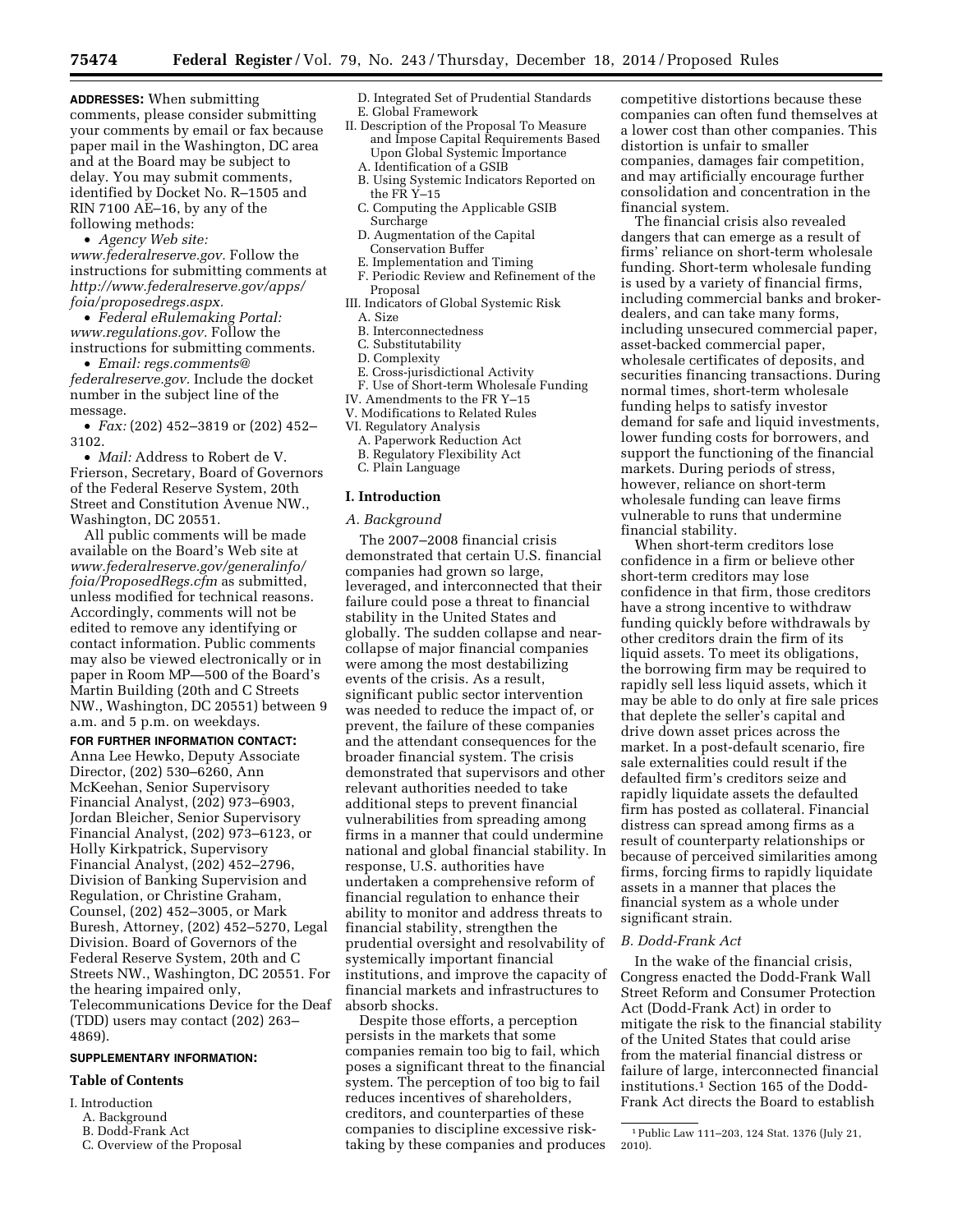**ADDRESSES:** When submitting comments, please consider submitting your comments by email or fax because paper mail in the Washington, DC area and at the Board may be subject to delay. You may submit comments, identified by Docket No. R–1505 and RIN 7100 AE–16, by any of the following methods:

- *Agency Web site: www.federalreserve.gov.* Follow the instructions for submitting comments at *http://www.federalreserve.gov/apps/foia/proposedregs.aspx.*
- *Federal eRulemaking Portal: www.regulations.gov.* Follow the instructions for submitting comments.
- *Email: regs.comments@federalreserve.gov.* Include the docket number in the subject line of the message.
- *Fax:* (202) 452–3819 or (202) 452–3102.
- *Mail:* Address to Robert de V. Frierson, Secretary, Board of Governors of the Federal Reserve System, 20th Street and Constitution Avenue NW., Washington, DC 20551.

All public comments will be made available on the Board's Web site at *www.federalreserve.gov/generalinfo/foia/ProposedRegs.cfm* as submitted, unless modified for technical reasons. Accordingly, comments will not be edited to remove any identifying or contact information. Public comments may also be viewed electronically or in paper in Room MP—500 of the Board's Martin Building (20th and C Streets NW., Washington, DC 20551) between 9 a.m. and 5 p.m. on weekdays.

**FOR FURTHER INFORMATION CONTACT:** Anna Lee Hewko, Deputy Associate Director, (202) 530–6260, Ann McKeehan, Senior Supervisory Financial Analyst, (202) 973–6903, Jordan Bleicher, Senior Supervisory Financial Analyst, (202) 973–6123, or Holly Kirkpatrick, Supervisory Financial Analyst, (202) 452–2796, Division of Banking Supervision and Regulation, or Christine Graham, Counsel, (202) 452–3005, or Mark Buresh, Attorney, (202) 452–5270, Legal Division. Board of Governors of the Federal Reserve System, 20th and C Streets NW., Washington, DC 20551. For the hearing impaired only, Telecommunications Device for the Deaf (TDD) users may contact (202) 263–4869).

**SUPPLEMENTARY INFORMATION:**

**Table of Contents**

I. Introduction
   A. Background
   B. Dodd-Frank Act
   C. Overview of the Proposal
   D. Integrated Set of Prudential Standards
   E. Global Framework
II. Description of the Proposal To Measure and Impose Capital Requirements Based Upon Global Systemic Importance
   A. Identification of a GSIB
   B. Using Systemic Indicators Reported on the FR Y–15
   C. Computing the Applicable GSIB Surcharge
   D. Augmentation of the Capital Conservation Buffer
   E. Implementation and Timing
   F. Periodic Review and Refinement of the Proposal
III. Indicators of Global Systemic Risk
   A. Size
   B. Interconnectedness
   C. Substitutability
   D. Complexity
   E. Cross-jurisdictional Activity
   F. Use of Short-term Wholesale Funding
IV. Amendments to the FR Y–15
V. Modifications to Related Rules
VI. Regulatory Analysis
   A. Paperwork Reduction Act
   B. Regulatory Flexibility Act
   C. Plain Language

## I. Introduction

### *A. Background*

The 2007–2008 financial crisis demonstrated that certain U.S. financial companies had grown so large, leveraged, and interconnected that their failure could pose a threat to financial stability in the United States and globally. The sudden collapse and near-collapse of major financial companies were among the most destabilizing events of the crisis. As a result, significant public sector intervention was needed to reduce the impact of, or prevent, the failure of these companies and the attendant consequences for the broader financial system. The crisis demonstrated that supervisors and other relevant authorities needed to take additional steps to prevent financial vulnerabilities from spreading among firms in a manner that could undermine national and global financial stability. In response, U.S. authorities have undertaken a comprehensive reform of financial regulation to enhance their ability to monitor and address threats to financial stability, strengthen the prudential oversight and resolvability of systemically important financial institutions, and improve the capacity of financial markets and infrastructures to absorb shocks.

Despite those efforts, a perception persists in the markets that some companies remain too big to fail, which poses a significant threat to the financial system. The perception of too big to fail reduces incentives of shareholders, creditors, and counterparties of these companies to discipline excessive risk-taking by these companies and produces competitive distortions because these companies can often fund themselves at a lower cost than other companies. This distortion is unfair to smaller companies, damages fair competition, and may artificially encourage further consolidation and concentration in the financial system.

The financial crisis also revealed dangers that can emerge as a result of firms' reliance on short-term wholesale funding. Short-term wholesale funding is used by a variety of financial firms, including commercial banks and broker-dealers, and can take many forms, including unsecured commercial paper, asset-backed commercial paper, wholesale certificates of deposits, and securities financing transactions. During normal times, short-term wholesale funding helps to satisfy investor demand for safe and liquid investments, lower funding costs for borrowers, and support the functioning of the financial markets. During periods of stress, however, reliance on short-term wholesale funding can leave firms vulnerable to runs that undermine financial stability.

When short-term creditors lose confidence in a firm or believe other short-term creditors may lose confidence in that firm, those creditors have a strong incentive to withdraw funding quickly before withdrawals by other creditors drain the firm of its liquid assets. To meet its obligations, the borrowing firm may be required to rapidly sell less liquid assets, which it may be able to do only at fire sale prices that deplete the seller's capital and drive down asset prices across the market. In a post-default scenario, fire sale externalities could result if the defaulted firm's creditors seize and rapidly liquidate assets the defaulted firm has posted as collateral. Financial distress can spread among firms as a result of counterparty relationships or because of perceived similarities among firms, forcing firms to rapidly liquidate assets in a manner that places the financial system as a whole under significant strain.

### *B. Dodd-Frank Act*

In the wake of the financial crisis, Congress enacted the Dodd-Frank Wall Street Reform and Consumer Protection Act (Dodd-Frank Act) in order to mitigate the risk to the financial stability of the United States that could arise from the material financial distress or failure of large, interconnected financial institutions.[1] Section 165 of the Dodd-Frank Act directs the Board to establish

[1] Public Law 111–203, 124 Stat. 1376 (July 21, 2010).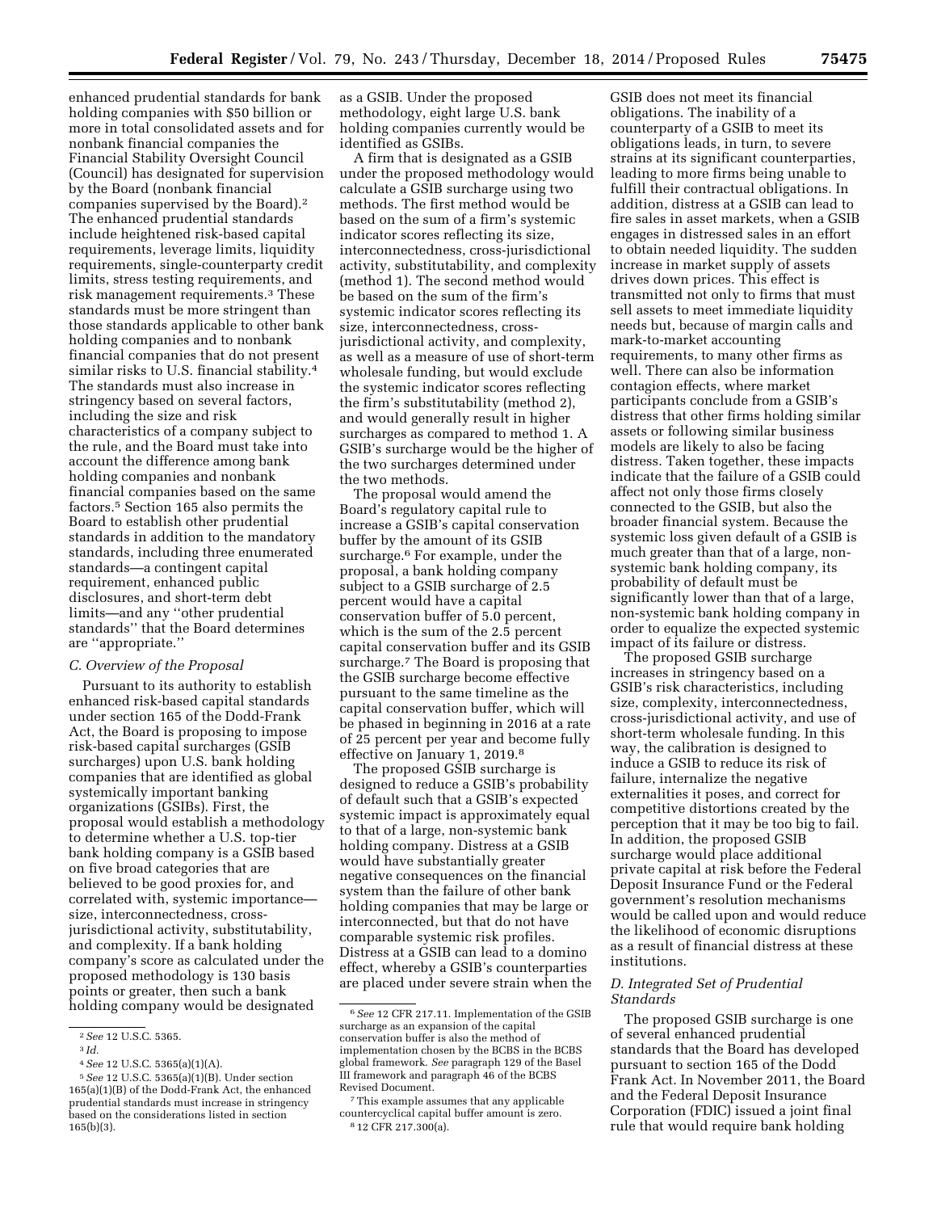enhanced prudential standards for bank holding companies with $50 billion or more in total consolidated assets and for nonbank financial companies the Financial Stability Oversight Council (Council) has designated for supervision by the Board (nonbank financial companies supervised by the Board).[2] The enhanced prudential standards include heightened risk-based capital requirements, leverage limits, liquidity requirements, single-counterparty credit limits, stress testing requirements, and risk management requirements.[3] These standards must be more stringent than those standards applicable to other bank holding companies and to nonbank financial companies that do not present similar risks to U.S. financial stability.[4] The standards must also increase in stringency based on several factors, including the size and risk characteristics of a company subject to the rule, and the Board must take into account the difference among bank holding companies and nonbank financial companies based on the same factors.[5] Section 165 also permits the Board to establish other prudential standards in addition to the mandatory standards, including three enumerated standards—a contingent capital requirement, enhanced public disclosures, and short-term debt limits—and any ''other prudential standards'' that the Board determines are ''appropriate.''

### C. Overview of the Proposal

Pursuant to its authority to establish enhanced risk-based capital standards under section 165 of the Dodd-Frank Act, the Board is proposing to impose risk-based capital surcharges (GSIB surcharges) upon U.S. bank holding companies that are identified as global systemically important banking organizations (GSIBs). First, the proposal would establish a methodology to determine whether a U.S. top-tier bank holding company is a GSIB based on five broad categories that are believed to be good proxies for, and correlated with, systemic importance—size, interconnectedness, cross-jurisdictional activity, substitutability, and complexity. If a bank holding company's score as calculated under the proposed methodology is 130 basis points or greater, then such a bank holding company would be designated as a GSIB. Under the proposed methodology, eight large U.S. bank holding companies currently would be identified as GSIBs.

A firm that is designated as a GSIB under the proposed methodology would calculate a GSIB surcharge using two methods. The first method would be based on the sum of a firm's systemic indicator scores reflecting its size, interconnectedness, cross-jurisdictional activity, substitutability, and complexity (method 1). The second method would be based on the sum of the firm's systemic indicator scores reflecting its size, interconnectedness, cross-jurisdictional activity, and complexity, as well as a measure of use of short-term wholesale funding, but would exclude the systemic indicator scores reflecting the firm's substitutability (method 2), and would generally result in higher surcharges as compared to method 1. A GSIB's surcharge would be the higher of the two surcharges determined under the two methods.

The proposal would amend the Board's regulatory capital rule to increase a GSIB's capital conservation buffer by the amount of its GSIB surcharge.[6] For example, under the proposal, a bank holding company subject to a GSIB surcharge of 2.5 percent would have a capital conservation buffer of 5.0 percent, which is the sum of the 2.5 percent capital conservation buffer and its GSIB surcharge.[7] The Board is proposing that the GSIB surcharge become effective pursuant to the same timeline as the capital conservation buffer, which will be phased in beginning in 2016 at a rate of 25 percent per year and become fully effective on January 1, 2019.[8]

The proposed GSIB surcharge is designed to reduce a GSIB's probability of default such that a GSIB's expected systemic impact is approximately equal to that of a large, non-systemic bank holding company. Distress at a GSIB would have substantially greater negative consequences on the financial system than the failure of other bank holding companies that may be large or interconnected, but that do not have comparable systemic risk profiles. Distress at a GSIB can lead to a domino effect, whereby a GSIB's counterparties are placed under severe strain when the GSIB does not meet its financial obligations. The inability of a counterparty of a GSIB to meet its obligations leads, in turn, to severe strains at its significant counterparties, leading to more firms being unable to fulfill their contractual obligations. In addition, distress at a GSIB can lead to fire sales in asset markets, when a GSIB engages in distressed sales in an effort to obtain needed liquidity. The sudden increase in market supply of assets drives down prices. This effect is transmitted not only to firms that must sell assets to meet immediate liquidity needs but, because of margin calls and mark-to-market accounting requirements, to many other firms as well. There can also be information contagion effects, where market participants conclude from a GSIB's distress that other firms holding similar assets or following similar business models are likely to also be facing distress. Taken together, these impacts indicate that the failure of a GSIB could affect not only those firms closely connected to the GSIB, but also the broader financial system. Because the systemic loss given default of a GSIB is much greater than that of a large, non-systemic bank holding company, its probability of default must be significantly lower than that of a large, non-systemic bank holding company in order to equalize the expected systemic impact of its failure or distress.

The proposed GSIB surcharge increases in stringency based on a GSIB's risk characteristics, including size, complexity, interconnectedness, cross-jurisdictional activity, and use of short-term wholesale funding. In this way, the calibration is designed to induce a GSIB to reduce its risk of failure, internalize the negative externalities it poses, and correct for competitive distortions created by the perception that it may be too big to fail. In addition, the proposed GSIB surcharge would place additional private capital at risk before the Federal Deposit Insurance Fund or the Federal government's resolution mechanisms would be called upon and would reduce the likelihood of economic disruptions as a result of financial distress at these institutions.

### D. Integrated Set of Prudential Standards

The proposed GSIB surcharge is one of several enhanced prudential standards that the Board has developed pursuant to section 165 of the Dodd Frank Act. In November 2011, the Board and the Federal Deposit Insurance Corporation (FDIC) issued a joint final rule that would require bank holding

---

[2] *See* 12 U.S.C. 5365.

[3] *Id.*

[4] *See* 12 U.S.C. 5365(a)(1)(A).

[5] *See* 12 U.S.C. 5365(a)(1)(B). Under section 165(a)(1)(B) of the Dodd-Frank Act, the enhanced prudential standards must increase in stringency based on the considerations listed in section 165(b)(3).

[6] *See* 12 CFR 217.11. Implementation of the GSIB surcharge as an expansion of the capital conservation buffer is also the method of implementation chosen by the BCBS in the BCBS global framework. *See* paragraph 129 of the Basel III framework and paragraph 46 of the BCBS Revised Document.

[7] This example assumes that any applicable countercyclical capital buffer amount is zero.

[8] 12 CFR 217.300(a).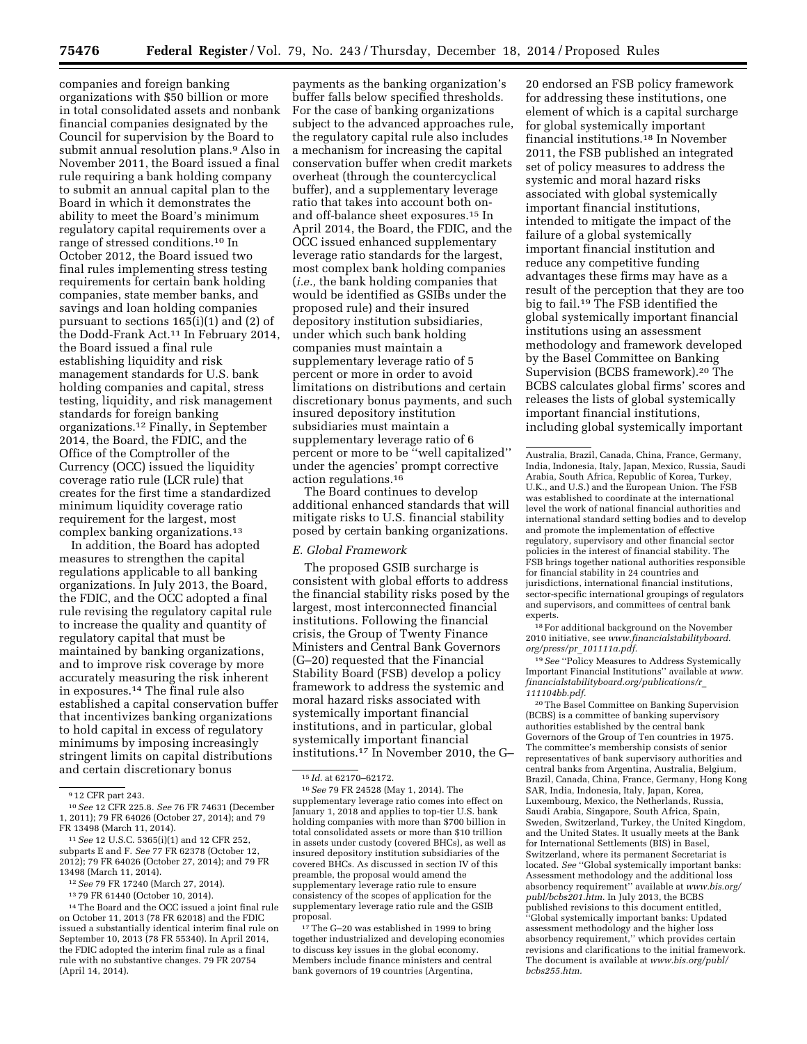companies and foreign banking organizations with $50 billion or more in total consolidated assets and nonbank financial companies designated by the Council for supervision by the Board to submit annual resolution plans.[9] Also in November 2011, the Board issued a final rule requiring a bank holding company to submit an annual capital plan to the Board in which it demonstrates the ability to meet the Board's minimum regulatory capital requirements over a range of stressed conditions.[10] In October 2012, the Board issued two final rules implementing stress testing requirements for certain bank holding companies, state member banks, and savings and loan holding companies pursuant to sections 165(i)(1) and (2) of the Dodd-Frank Act.[11] In February 2014, the Board issued a final rule establishing liquidity and risk management standards for U.S. bank holding companies and capital, stress testing, liquidity, and risk management standards for foreign banking organizations.[12] Finally, in September 2014, the Board, the FDIC, and the Office of the Comptroller of the Currency (OCC) issued the liquidity coverage ratio rule (LCR rule) that creates for the first time a standardized minimum liquidity coverage ratio requirement for the largest, most complex banking organizations.[13]

In addition, the Board has adopted measures to strengthen the capital regulations applicable to all banking organizations. In July 2013, the Board, the FDIC, and the OCC adopted a final rule revising the regulatory capital rule to increase the quality and quantity of regulatory capital that must be maintained by banking organizations, and to improve risk coverage by more accurately measuring the risk inherent in exposures.[14] The final rule also established a capital conservation buffer that incentivizes banking organizations to hold capital in excess of regulatory minimums by imposing increasingly stringent limits on capital distributions and certain discretionary bonus payments as the banking organization's buffer falls below specified thresholds. For the case of banking organizations subject to the advanced approaches rule, the regulatory capital rule also includes a mechanism for increasing the capital conservation buffer when credit markets overheat (through the countercyclical buffer), and a supplementary leverage ratio that takes into account both on- and off-balance sheet exposures.[15] In April 2014, the Board, the FDIC, and the OCC issued enhanced supplementary leverage ratio standards for the largest, most complex bank holding companies (*i.e.,* the bank holding companies that would be identified as GSIBs under the proposed rule) and their insured depository institution subsidiaries, under which such bank holding companies must maintain a supplementary leverage ratio of 5 percent or more in order to avoid limitations on distributions and certain discretionary bonus payments, and such insured depository institution subsidiaries must maintain a supplementary leverage ratio of 6 percent or more to be "well capitalized" under the agencies' prompt corrective action regulations.[16]

The Board continues to develop additional enhanced standards that will mitigate risks to U.S. financial stability posed by certain banking organizations.

### *E. Global Framework*

The proposed GSIB surcharge is consistent with global efforts to address the financial stability risks posed by the largest, most interconnected financial institutions. Following the financial crisis, the Group of Twenty Finance Ministers and Central Bank Governors (G–20) requested that the Financial Stability Board (FSB) develop a policy framework to address the systemic and moral hazard risks associated with systemically important financial institutions, and in particular, global systemically important financial institutions.[17] In November 2010, the G–20 endorsed an FSB policy framework for addressing these institutions, one element of which is a capital surcharge for global systemically important financial institutions.[18] In November 2011, the FSB published an integrated set of policy measures to address the systemic and moral hazard risks associated with global systemically important financial institutions, intended to mitigate the impact of the failure of a global systemically important financial institution and reduce any competitive funding advantages these firms may have as a result of the perception that they are too big to fail.[19] The FSB identified the global systemically important financial institutions using an assessment methodology and framework developed by the Basel Committee on Banking Supervision (BCBS framework).[20] The BCBS calculates global firms' scores and releases the lists of global systemically important financial institutions, including global systemically important

---

[9] 12 CFR part 243.

[10] *See* 12 CFR 225.8. *See* 76 FR 74631 (December 1, 2011); 79 FR 64026 (October 27, 2014); and 79 FR 13498 (March 11, 2014).

[11] *See* 12 U.S.C. 5365(i)(1) and 12 CFR 252, subparts E and F. *See* 77 FR 62378 (October 12, 2012); 79 FR 64026 (October 27, 2014); and 79 FR 13498 (March 11, 2014).

[12] *See* 79 FR 17240 (March 27, 2014).

[13] 79 FR 61440 (October 10, 2014).

[14] The Board and the OCC issued a joint final rule on October 11, 2013 (78 FR 62018) and the FDIC issued a substantially identical interim final rule on September 10, 2013 (78 FR 55340). In April 2014, the FDIC adopted the interim final rule as a final rule with no substantive changes. 79 FR 20754 (April 14, 2014).

[15] *Id.* at 62170–62172.

[16] *See* 79 FR 24528 (May 1, 2014). The supplementary leverage ratio comes into effect on January 1, 2018 and applies to top-tier U.S. bank holding companies with more than $700 billion in total consolidated assets or more than $10 trillion in assets under custody (covered BHCs), as well as insured depository institution subsidiaries of the covered BHCs. As discussed in section IV of this preamble, the proposal would amend the supplementary leverage ratio rule to ensure consistency of the scopes of application for the supplementary leverage ratio rule and the GSIB proposal.

[17] The G–20 was established in 1999 to bring together industrialized and developing economies to discuss key issues in the global economy. Members include finance ministers and central bank governors of 19 countries (Argentina, Australia, Brazil, Canada, China, France, Germany, India, Indonesia, Italy, Japan, Mexico, Russia, Saudi Arabia, South Africa, Republic of Korea, Turkey, U.K., and U.S.) and the European Union. The FSB was established to coordinate at the international level the work of national financial authorities and international standard setting bodies and to develop and promote the implementation of effective regulatory, supervisory and other financial sector policies in the interest of financial stability. The FSB brings together national authorities responsible for financial stability in 24 countries and jurisdictions, international financial institutions, sector-specific international groupings of regulators and supervisors, and committees of central bank experts.

[18] For additional background on the November 2010 initiative, see *www.financialstabilityboard.org/press/pr_101111a.pdf.*

[19] *See* "Policy Measures to Address Systemically Important Financial Institutions" available at *www.financialstabilityboard.org/publications/r_111104bb.pdf.*

[20] The Basel Committee on Banking Supervision (BCBS) is a committee of banking supervisory authorities established by the central bank Governors of the Group of Ten countries in 1975. The committee's membership consists of senior representatives of bank supervisory authorities and central banks from Argentina, Australia, Belgium, Brazil, Canada, China, France, Germany, Hong Kong SAR, India, Indonesia, Italy, Japan, Korea, Luxembourg, Mexico, the Netherlands, Russia, Saudi Arabia, Singapore, South Africa, Spain, Sweden, Switzerland, Turkey, the United Kingdom, and the United States. It usually meets at the Bank for International Settlements (BIS) in Basel, Switzerland, where its permanent Secretariat is located. *See* "Global systemically important banks: Assessment methodology and the additional loss absorbency requirement" available at *www.bis.org/publ/bcbs201.htm.* In July 2013, the BCBS published revisions to this document entitled, "Global systemically important banks: Updated assessment methodology and the higher loss absorbency requirement," which provides certain revisions and clarifications to the initial framework. The document is available at *www.bis.org/publ/bcbs255.htm.*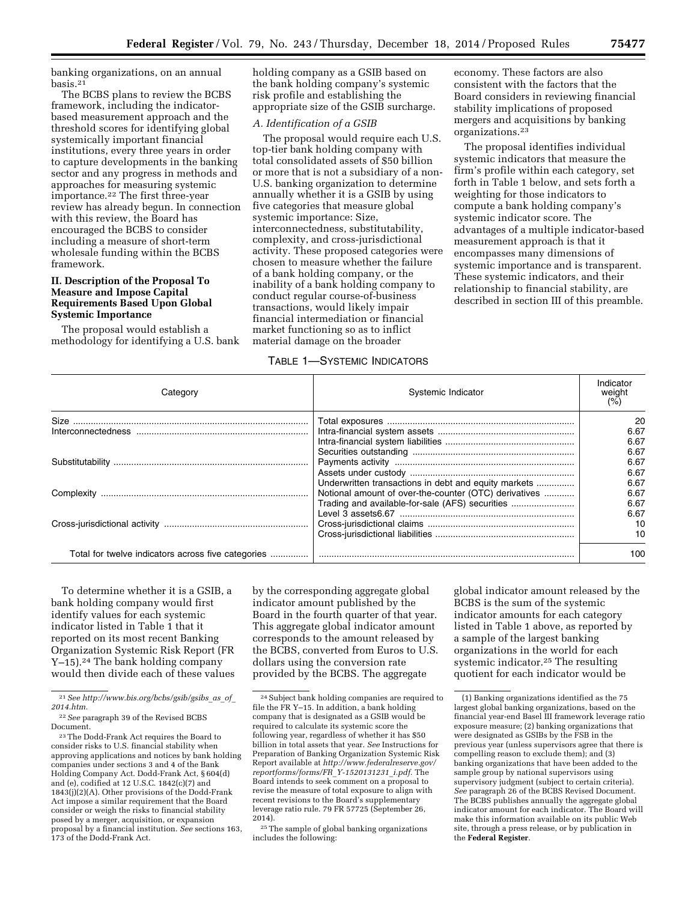banking organizations, on an annual basis.[21]

The BCBS plans to review the BCBS framework, including the indicator-based measurement approach and the threshold scores for identifying global systemically important financial institutions, every three years in order to capture developments in the banking sector and any progress in methods and approaches for measuring systemic importance.[22] The first three-year review has already begun. In connection with this review, the Board has encouraged the BCBS to consider including a measure of short-term wholesale funding within the BCBS framework.

## II. Description of the Proposal To Measure and Impose Capital Requirements Based Upon Global Systemic Importance

The proposal would establish a methodology for identifying a U.S. bank holding company as a GSIB based on the bank holding company's systemic risk profile and establishing the appropriate size of the GSIB surcharge.

### *A. Identification of a GSIB*

The proposal would require each U.S. top-tier bank holding company with total consolidated assets of $50 billion or more that is not a subsidiary of a non-U.S. banking organization to determine annually whether it is a GSIB by using five categories that measure global systemic importance: Size, interconnectedness, substitutability, complexity, and cross-jurisdictional activity. These proposed categories were chosen to measure whether the failure of a bank holding company, or the inability of a bank holding company to conduct regular course-of-business transactions, would likely impair financial intermediation or financial market functioning so as to inflict material damage on the broader economy. These factors are also consistent with the factors that the Board considers in reviewing financial stability implications of proposed mergers and acquisitions by banking organizations.[23]

The proposal identifies individual systemic indicators that measure the firm's profile within each category, set forth in Table 1 below, and sets forth a weighting for those indicators to compute a bank holding company's systemic indicator score. The advantages of a multiple indicator-based measurement approach is that it encompasses many dimensions of systemic importance and is transparent. These systemic indicators, and their relationship to financial stability, are described in section III of this preamble.

TABLE 1—SYSTEMIC INDICATORS

| Category | Systemic Indicator | Indicator weight (%) |
|---|---|---|
| Size | Total exposures | 20 |
| Interconnectedness | Intra-financial system assets | 6.67 |
| | Intra-financial system liabilities | 6.67 |
| | Securities outstanding | 6.67 |
| Substitutability | Payments activity | 6.67 |
| | Assets under custody | 6.67 |
| | Underwritten transactions in debt and equity markets | 6.67 |
| Complexity | Notional amount of over-the-counter (OTC) derivatives | 6.67 |
| | Trading and available-for-sale (AFS) securities | 6.67 |
| | Level 3 assets6.67 | 6.67 |
| Cross-jurisdictional activity | Cross-jurisdictional claims | 10 |
| | Cross-jurisdictional liabilities | 10 |
| Total for twelve indicators across five categories | | 100 |

To determine whether it is a GSIB, a bank holding company would first identify values for each systemic indicator listed in Table 1 that it reported on its most recent Banking Organization Systemic Risk Report (FR Y–15).[24] The bank holding company would then divide each of these values by the corresponding aggregate global indicator amount published by the Board in the fourth quarter of that year. This aggregate global indicator amount corresponds to the amount released by the BCBS, converted from Euros to U.S. dollars using the conversion rate provided by the BCBS. The aggregate global indicator amount released by the BCBS is the sum of the systemic indicator amounts for each category listed in Table 1 above, as reported by a sample of the largest banking organizations in the world for each systemic indicator.[25] The resulting quotient for each indicator would be

---

[21] *See http://www.bis.org/bcbs/gsib/gsibs_as_of_2014.htm.*

[22] *See* paragraph 39 of the Revised BCBS Document.

[23] The Dodd-Frank Act requires the Board to consider risks to U.S. financial stability when approving applications and notices by bank holding companies under sections 3 and 4 of the Bank Holding Company Act. Dodd-Frank Act, § 604(d) and (e), codified at 12 U.S.C. 1842(c)(7) and 1843(j)(2)(A). Other provisions of the Dodd-Frank Act impose a similar requirement that the Board consider or weigh the risks to financial stability posed by a merger, acquisition, or expansion proposal by a financial institution. *See* sections 163, 173 of the Dodd-Frank Act.

[24] Subject bank holding companies are required to file the FR Y–15. In addition, a bank holding company that is designated as a GSIB would be required to calculate its systemic score the following year, regardless of whether it has $50 billion in total assets that year. *See* Instructions for Preparation of Banking Organization Systemic Risk Report available at *http://www.federalreserve.gov/reportforms/forms/FR_Y-1520131231_i.pdf*. The Board intends to seek comment on a proposal to revise the measure of total exposure to align with recent revisions to the Board's supplementary leverage ratio rule. 79 FR 57725 (September 26, 2014).

[25] The sample of global banking organizations includes the following:

(1) Banking organizations identified as the 75 largest global banking organizations, based on the financial year-end Basel III framework leverage ratio exposure measure; (2) banking organizations that were designated as GSIBs by the FSB in the previous year (unless supervisors agree that there is compelling reason to exclude them); and (3) banking organizations that have been added to the sample group by national supervisors using supervisory judgment (subject to certain criteria). *See* paragraph 26 of the BCBS Revised Document. The BCBS publishes annually the aggregate global indicator amount for each indicator. The Board will make this information available on its public Web site, through a press release, or by publication in the **Federal Register**.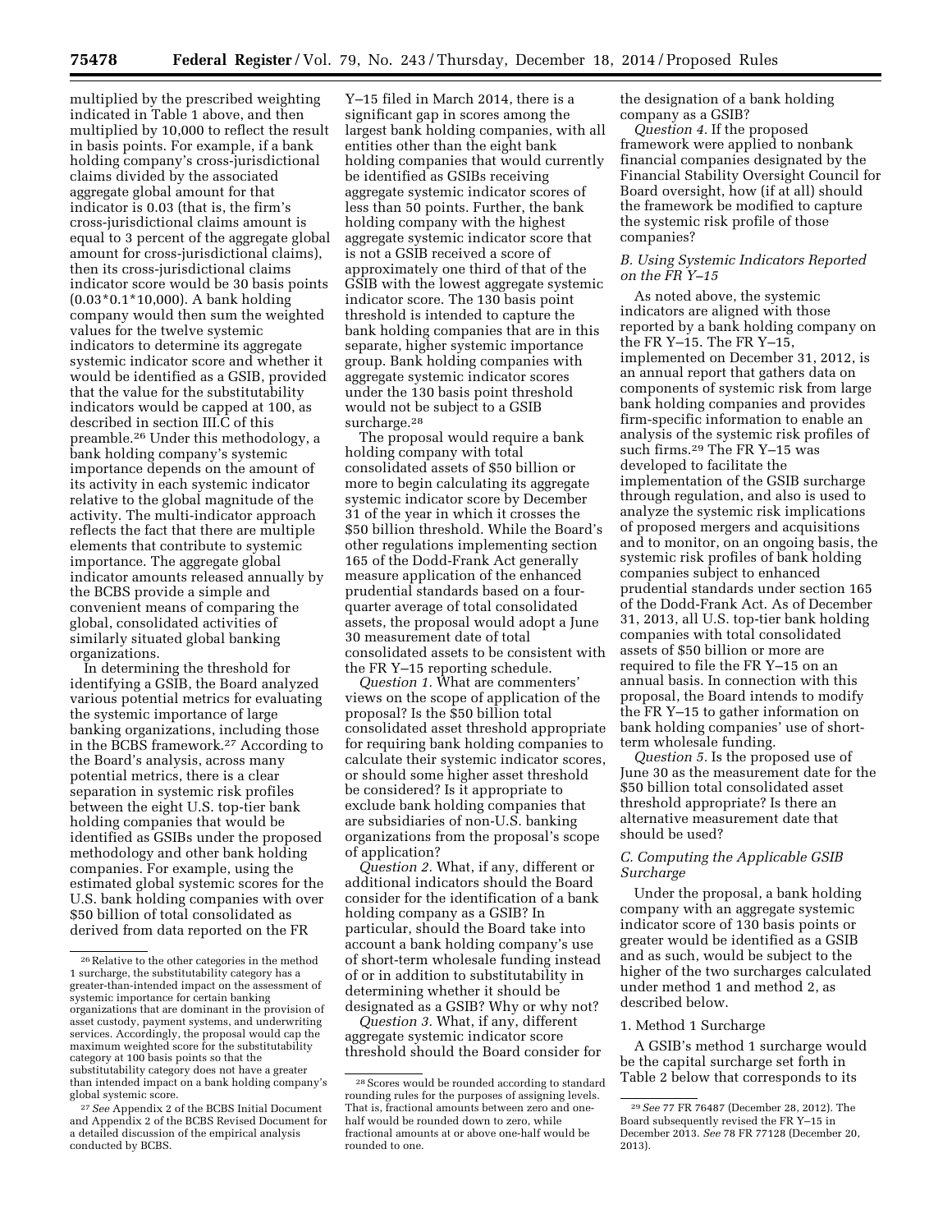multiplied by the prescribed weighting indicated in Table 1 above, and then multiplied by 10,000 to reflect the result in basis points. For example, if a bank holding company's cross-jurisdictional claims divided by the associated aggregate global amount for that indicator is 0.03 (that is, the firm's cross-jurisdictional claims amount is equal to 3 percent of the aggregate global amount for cross-jurisdictional claims), then its cross-jurisdictional claims indicator score would be 30 basis points (0.03*0.1*10,000). A bank holding company would then sum the weighted values for the twelve systemic indicators to determine its aggregate systemic indicator score and whether it would be identified as a GSIB, provided that the value for the substitutability indicators would be capped at 100, as described in section III.C of this preamble.[26] Under this methodology, a bank holding company's systemic importance depends on the amount of its activity in each systemic indicator relative to the global magnitude of the activity. The multi-indicator approach reflects the fact that there are multiple elements that contribute to systemic importance. The aggregate global indicator amounts released annually by the BCBS provide a simple and convenient means of comparing the global, consolidated activities of similarly situated global banking organizations.

In determining the threshold for identifying a GSIB, the Board analyzed various potential metrics for evaluating the systemic importance of large banking organizations, including those in the BCBS framework.[27] According to the Board's analysis, across many potential metrics, there is a clear separation in systemic risk profiles between the eight U.S. top-tier bank holding companies that would be identified as GSIBs under the proposed methodology and other bank holding companies. For example, using the estimated global systemic scores for the U.S. bank holding companies with over $50 billion of total consolidated as derived from data reported on the FR Y–15 filed in March 2014, there is a significant gap in scores among the largest bank holding companies, with all entities other than the eight bank holding companies that would currently be identified as GSIBs receiving aggregate systemic indicator scores of less than 50 points. Further, the bank holding company with the highest aggregate systemic indicator score that is not a GSIB received a score of approximately one third of that of the GSIB with the lowest aggregate systemic indicator score. The 130 basis point threshold is intended to capture the bank holding companies that are in this separate, higher systemic importance group. Bank holding companies with aggregate systemic indicator scores under the 130 basis point threshold would not be subject to a GSIB surcharge.[28]

The proposal would require a bank holding company with total consolidated assets of $50 billion or more to begin calculating its aggregate systemic indicator score by December 31 of the year in which it crosses the $50 billion threshold. While the Board's other regulations implementing section 165 of the Dodd-Frank Act generally measure application of the enhanced prudential standards based on a four-quarter average of total consolidated assets, the proposal would adopt a June 30 measurement date of total consolidated assets to be consistent with the FR Y–15 reporting schedule.

*Question 1.* What are commenters' views on the scope of application of the proposal? Is the $50 billion total consolidated asset threshold appropriate for requiring bank holding companies to calculate their systemic indicator scores, or should some higher asset threshold be considered? Is it appropriate to exclude bank holding companies that are subsidiaries of non-U.S. banking organizations from the proposal's scope of application?

*Question 2.* What, if any, different or additional indicators should the Board consider for the identification of a bank holding company as a GSIB? In particular, should the Board take into account a bank holding company's use of short-term wholesale funding instead of or in addition to substitutability in determining whether it should be designated as a GSIB? Why or why not?

*Question 3.* What, if any, different aggregate systemic indicator score threshold should the Board consider for the designation of a bank holding company as a GSIB?

*Question 4.* If the proposed framework were applied to nonbank financial companies designated by the Financial Stability Oversight Council for Board oversight, how (if at all) should the framework be modified to capture the systemic risk profile of those companies?

### *B. Using Systemic Indicators Reported on the FR Y–15*

As noted above, the systemic indicators are aligned with those reported by a bank holding company on the FR Y–15. The FR Y–15, implemented on December 31, 2012, is an annual report that gathers data on components of systemic risk from large bank holding companies and provides firm-specific information to enable an analysis of the systemic risk profiles of such firms.[29] The FR Y–15 was developed to facilitate the implementation of the GSIB surcharge through regulation, and also is used to analyze the systemic risk implications of proposed mergers and acquisitions and to monitor, on an ongoing basis, the systemic risk profiles of bank holding companies subject to enhanced prudential standards under section 165 of the Dodd-Frank Act. As of December 31, 2013, all U.S. top-tier bank holding companies with total consolidated assets of $50 billion or more are required to file the FR Y–15 on an annual basis. In connection with this proposal, the Board intends to modify the FR Y–15 to gather information on bank holding companies' use of short-term wholesale funding.

*Question 5.* Is the proposed use of June 30 as the measurement date for the $50 billion total consolidated asset threshold appropriate? Is there an alternative measurement date that should be used?

### *C. Computing the Applicable GSIB Surcharge*

Under the proposal, a bank holding company with an aggregate systemic indicator score of 130 basis points or greater would be identified as a GSIB and as such, would be subject to the higher of the two surcharges calculated under method 1 and method 2, as described below.

#### 1. Method 1 Surcharge

A GSIB's method 1 surcharge would be the capital surcharge set forth in Table 2 below that corresponds to its

---

[26] Relative to the other categories in the method 1 surcharge, the substitutability category has a greater-than-intended impact on the assessment of systemic importance for certain banking organizations that are dominant in the provision of asset custody, payment systems, and underwriting services. Accordingly, the proposal would cap the maximum weighted score for the substitutability category at 100 basis points so that the substitutability category does not have a greater than intended impact on a bank holding company's global systemic score.

[27] *See* Appendix 2 of the BCBS Initial Document and Appendix 2 of the BCBS Revised Document for a detailed discussion of the empirical analysis conducted by BCBS.

[28] Scores would be rounded according to standard rounding rules for the purposes of assigning levels. That is, fractional amounts between zero and one-half would be rounded down to zero, while fractional amounts at or above one-half would be rounded to one.

[29] *See* 77 FR 76487 (December 28, 2012). The Board subsequently revised the FR Y–15 in December 2013. *See* 78 FR 77128 (December 20, 2013).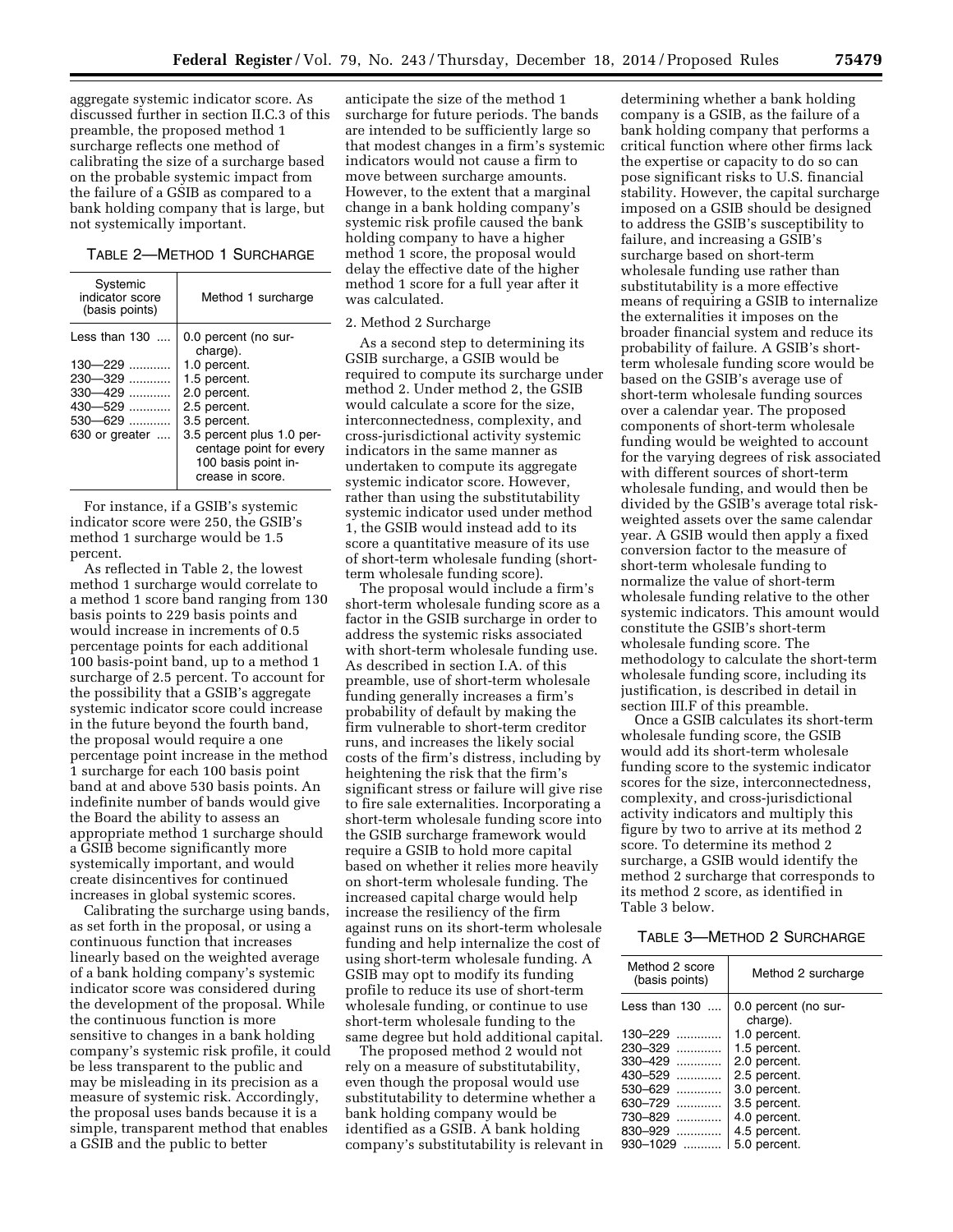aggregate systemic indicator score. As discussed further in section II.C.3 of this preamble, the proposed method 1 surcharge reflects one method of calibrating the size of a surcharge based on the probable systemic impact from the failure of a GSIB as compared to a bank holding company that is large, but not systemically important.

TABLE 2—METHOD 1 SURCHARGE

| Systemic indicator score (basis points) | Method 1 surcharge |
|---|---|
| Less than 130 .... | 0.0 percent (no surcharge). |
| 130—229 ............ | 1.0 percent. |
| 230—329 ............ | 1.5 percent. |
| 330—429 ............ | 2.0 percent. |
| 430—529 ............ | 2.5 percent. |
| 530—629 ............ | 3.5 percent. |
| 630 or greater .... | 3.5 percent plus 1.0 percentage point for every 100 basis point increase in score. |

For instance, if a GSIB's systemic indicator score were 250, the GSIB's method 1 surcharge would be 1.5 percent.

As reflected in Table 2, the lowest method 1 surcharge would correlate to a method 1 score band ranging from 130 basis points to 229 basis points and would increase in increments of 0.5 percentage points for each additional 100 basis-point band, up to a method 1 surcharge of 2.5 percent. To account for the possibility that a GSIB's aggregate systemic indicator score could increase in the future beyond the fourth band, the proposal would require a one percentage point increase in the method 1 surcharge for each 100 basis point band at and above 530 basis points. An indefinite number of bands would give the Board the ability to assess an appropriate method 1 surcharge should a GSIB become significantly more systemically important, and would create disincentives for continued increases in global systemic scores.

Calibrating the surcharge using bands, as set forth in the proposal, or using a continuous function that increases linearly based on the weighted average of a bank holding company's systemic indicator score was considered during the development of the proposal. While the continuous function is more sensitive to changes in a bank holding company's systemic risk profile, it could be less transparent to the public and may be misleading in its precision as a measure of systemic risk. Accordingly, the proposal uses bands because it is a simple, transparent method that enables a GSIB and the public to better anticipate the size of the method 1 surcharge for future periods. The bands are intended to be sufficiently large so that modest changes in a firm's systemic indicators would not cause a firm to move between surcharge amounts. However, to the extent that a marginal change in a bank holding company's systemic risk profile caused the bank holding company to have a higher method 1 score, the proposal would delay the effective date of the higher method 1 score for a full year after it was calculated.

2. Method 2 Surcharge

As a second step to determining its GSIB surcharge, a GSIB would be required to compute its surcharge under method 2. Under method 2, the GSIB would calculate a score for the size, interconnectedness, complexity, and cross-jurisdictional activity systemic indicators in the same manner as undertaken to compute its aggregate systemic indicator score. However, rather than using the substitutability systemic indicator used under method 1, the GSIB would instead add to its score a quantitative measure of its use of short-term wholesale funding (short-term wholesale funding score).

The proposal would include a firm's short-term wholesale funding score as a factor in the GSIB surcharge in order to address the systemic risks associated with short-term wholesale funding use. As described in section I.A. of this preamble, use of short-term wholesale funding generally increases a firm's probability of default by making the firm vulnerable to short-term creditor runs, and increases the likely social costs of the firm's distress, including by heightening the risk that the firm's significant stress or failure will give rise to fire sale externalities. Incorporating a short-term wholesale funding score into the GSIB surcharge framework would require a GSIB to hold more capital based on whether it relies more heavily on short-term wholesale funding. The increased capital charge would help increase the resiliency of the firm against runs on its short-term wholesale funding and help internalize the cost of using short-term wholesale funding. A GSIB may opt to modify its funding profile to reduce its use of short-term wholesale funding, or continue to use short-term wholesale funding to the same degree but hold additional capital.

The proposed method 2 would not rely on a measure of substitutability, even though the proposal would use substitutability to determine whether a bank holding company would be identified as a GSIB. A bank holding company's substitutability is relevant in determining whether a bank holding company is a GSIB, as the failure of a bank holding company that performs a critical function where other firms lack the expertise or capacity to do so can pose significant risks to U.S. financial stability. However, the capital surcharge imposed on a GSIB should be designed to address the GSIB's susceptibility to failure, and increasing a GSIB's surcharge based on short-term wholesale funding use rather than substitutability is a more effective means of requiring a GSIB to internalize the externalities it imposes on the broader financial system and reduce its probability of failure. A GSIB's short-term wholesale funding score would be based on the GSIB's average use of short-term wholesale funding sources over a calendar year. The proposed components of short-term wholesale funding would be weighted to account for the varying degrees of risk associated with different sources of short-term wholesale funding, and would then be divided by the GSIB's average total risk-weighted assets over the same calendar year. A GSIB would then apply a fixed conversion factor to the measure of short-term wholesale funding to normalize the value of short-term wholesale funding relative to the other systemic indicators. This amount would constitute the GSIB's short-term wholesale funding score. The methodology to calculate the short-term wholesale funding score, including its justification, is described in detail in section III.F of this preamble.

Once a GSIB calculates its short-term wholesale funding score, the GSIB would add its short-term wholesale funding score to the systemic indicator scores for the size, interconnectedness, complexity, and cross-jurisdictional activity indicators and multiply this figure by two to arrive at its method 2 score. To determine its method 2 surcharge, a GSIB would identify the method 2 surcharge that corresponds to its method 2 score, as identified in Table 3 below.

TABLE 3—METHOD 2 SURCHARGE

| Method 2 score (basis points) | Method 2 surcharge |
|---|---|
| Less than 130 .... | 0.0 percent (no surcharge). |
| 130–229 ............ | 1.0 percent. |
| 230–329 ............ | 1.5 percent. |
| 330–429 ............ | 2.0 percent. |
| 430–529 ............ | 2.5 percent. |
| 530–629 ............ | 3.0 percent. |
| 630–729 ............ | 3.5 percent. |
| 730–829 ............ | 4.0 percent. |
| 830–929 ............ | 4.5 percent. |
| 930–1029 .......... | 5.0 percent. |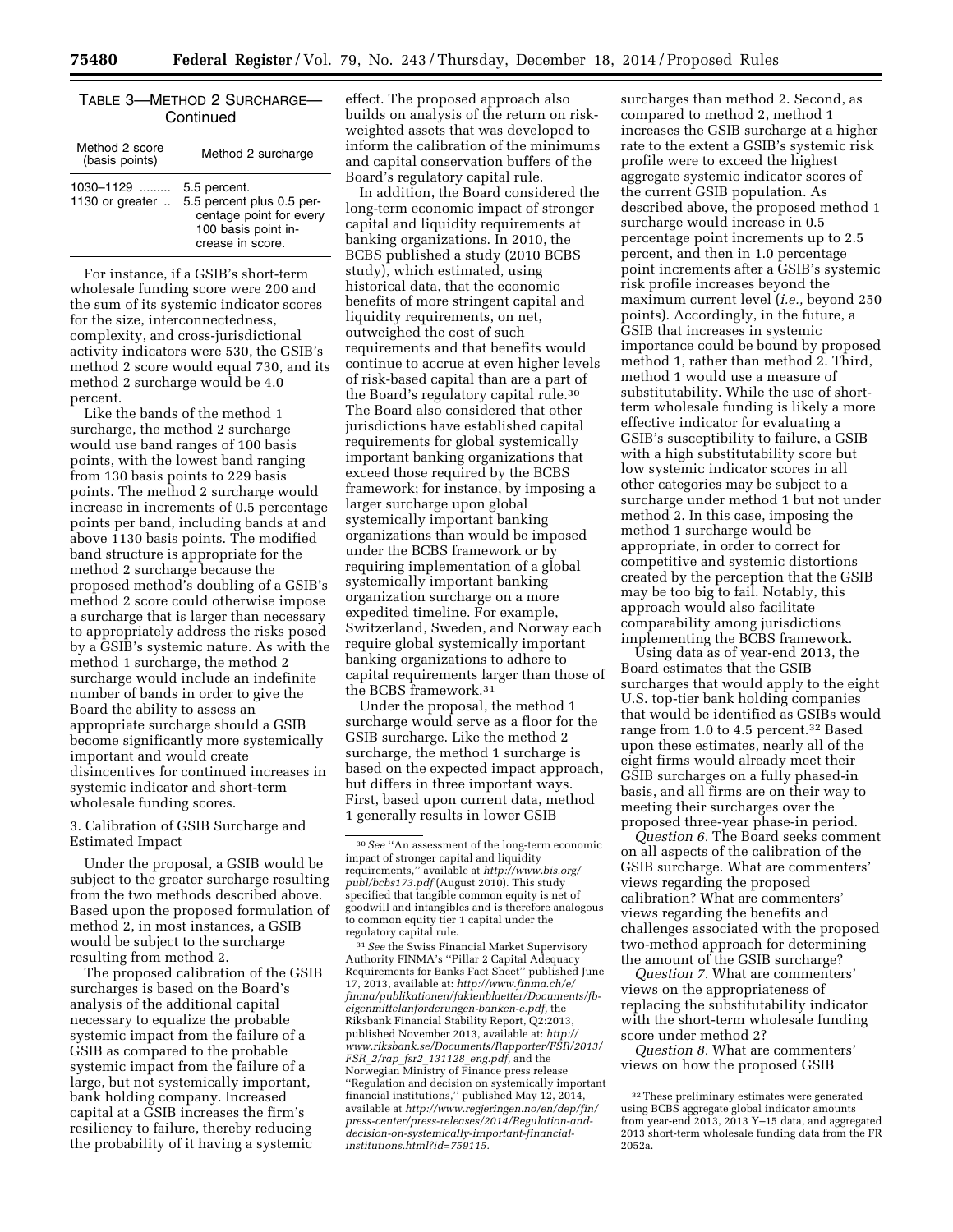TABLE 3—METHOD 2 SURCHARGE—Continued

| Method 2 score (basis points) | Method 2 surcharge |
| --- | --- |
| 1030–1129 | 5.5 percent. |
| 1130 or greater | 5.5 percent plus 0.5 percentage point for every 100 basis point increase in score. |

For instance, if a GSIB's short-term wholesale funding score were 200 and the sum of its systemic indicator scores for the size, interconnectedness, complexity, and cross-jurisdictional activity indicators were 530, the GSIB's method 2 score would equal 730, and its method 2 surcharge would be 4.0 percent.

Like the bands of the method 1 surcharge, the method 2 surcharge would use band ranges of 100 basis points, with the lowest band ranging from 130 basis points to 229 basis points. The method 2 surcharge would increase in increments of 0.5 percentage points per band, including bands at and above 1130 basis points. The modified band structure is appropriate for the method 2 surcharge because the proposed method's doubling of a GSIB's method 2 score could otherwise impose a surcharge that is larger than necessary to appropriately address the risks posed by a GSIB's systemic nature. As with the method 1 surcharge, the method 2 surcharge would include an indefinite number of bands in order to give the Board the ability to assess an appropriate surcharge should a GSIB become significantly more systemically important and would create disincentives for continued increases in systemic indicator and short-term wholesale funding scores.

3. Calibration of GSIB Surcharge and Estimated Impact

Under the proposal, a GSIB would be subject to the greater surcharge resulting from the two methods described above. Based upon the proposed formulation of method 2, in most instances, a GSIB would be subject to the surcharge resulting from method 2.

The proposed calibration of the GSIB surcharges is based on the Board's analysis of the additional capital necessary to equalize the probable systemic impact from the failure of a GSIB as compared to the probable systemic impact from the failure of a large, but not systemically important, bank holding company. Increased capital at a GSIB increases the firm's resiliency to failure, thereby reducing the probability of it having a systemic effect. The proposed approach also builds on analysis of the return on risk-weighted assets that was developed to inform the calibration of the minimums and capital conservation buffers of the Board's regulatory capital rule.

In addition, the Board considered the long-term economic impact of stronger capital and liquidity requirements at banking organizations. In 2010, the BCBS published a study (2010 BCBS study), which estimated, using historical data, that the economic benefits of more stringent capital and liquidity requirements, on net, outweighed the cost of such requirements and that benefits would continue to accrue at even higher levels of risk-based capital than are a part of the Board's regulatory capital rule.[30] The Board also considered that other jurisdictions have established capital requirements for global systemically important banking organizations that exceed those required by the BCBS framework; for instance, by imposing a larger surcharge upon global systemically important banking organizations than would be imposed under the BCBS framework or by requiring implementation of a global systemically important banking organization surcharge on a more expedited timeline. For example, Switzerland, Sweden, and Norway each require global systemically important banking organizations to adhere to capital requirements larger than those of the BCBS framework.[31]

Under the proposal, the method 1 surcharge would serve as a floor for the GSIB surcharge. Like the method 2 surcharge, the method 1 surcharge is based on the expected impact approach, but differs in three important ways. First, based upon current data, method 1 generally results in lower GSIB surcharges than method 2. Second, as compared to method 2, method 1 increases the GSIB surcharge at a higher rate to the extent a GSIB's systemic risk profile were to exceed the highest aggregate systemic indicator scores of the current GSIB population. As described above, the proposed method 1 surcharge would increase in 0.5 percentage point increments up to 2.5 percent, and then in 1.0 percentage point increments after a GSIB's systemic risk profile increases beyond the maximum current level (*i.e.,* beyond 250 points). Accordingly, in the future, a GSIB that increases in systemic importance could be bound by proposed method 1, rather than method 2. Third, method 1 would use a measure of substitutability. While the use of short-term wholesale funding is likely a more effective indicator for evaluating a GSIB's susceptibility to failure, a GSIB with a high substitutability score but low systemic indicator scores in all other categories may be subject to a surcharge under method 1 but not under method 2. In this case, imposing the method 1 surcharge would be appropriate, in order to correct for competitive and systemic distortions created by the perception that the GSIB may be too big to fail. Notably, this approach would also facilitate comparability among jurisdictions implementing the BCBS framework.

Using data as of year-end 2013, the Board estimates that the GSIB surcharges that would apply to the eight U.S. top-tier bank holding companies that would be identified as GSIBs would range from 1.0 to 4.5 percent.[32] Based upon these estimates, nearly all of the eight firms would already meet their GSIB surcharges on a fully phased-in basis, and all firms are on their way to meeting their surcharges over the proposed three-year phase-in period.

*Question 6.* The Board seeks comment on all aspects of the calibration of the GSIB surcharge. What are commenters' views regarding the proposed calibration? What are commenters' views regarding the benefits and challenges associated with the proposed two-method approach for determining the amount of the GSIB surcharge?

*Question 7.* What are commenters' views on the appropriateness of replacing the substitutability indicator with the short-term wholesale funding score under method 2?

*Question 8.* What are commenters' views on how the proposed GSIB

---

[30] *See* ''An assessment of the long-term economic impact of stronger capital and liquidity requirements,'' available at *http://www.bis.org/publ/bcbs173.pdf* (August 2010). This study specified that tangible common equity is net of goodwill and intangibles and is therefore analogous to common equity tier 1 capital under the regulatory capital rule.

[31] *See* the Swiss Financial Market Supervisory Authority FINMA's ''Pillar 2 Capital Adequacy Requirements for Banks Fact Sheet'' published June 17, 2013, available at: *http://www.finma.ch/e/finma/publikationen/faktenblaetter/Documents/fb-eigenmittelanforderungen-banken-e.pdf,* the Riksbank Financial Stability Report, Q2:2013, published November 2013, available at: *http://www.riksbank.se/Documents/Rapporter/FSR/2013/FSR_2/rap_fsr2_131128_eng.pdf,* and the Norwegian Ministry of Finance press release ''Regulation and decision on systemically important financial institutions,'' published May 12, 2014, available at *http://www.regjeringen.no/en/dep/fin/press-center/press-releases/2014/Regulation-and-decision-on-systemically-important-financial-institutions.html?id=759115.*

[32] These preliminary estimates were generated using BCBS aggregate global indicator amounts from year-end 2013, 2013 Y–15 data, and aggregated 2013 short-term wholesale funding data from the FR 2052a.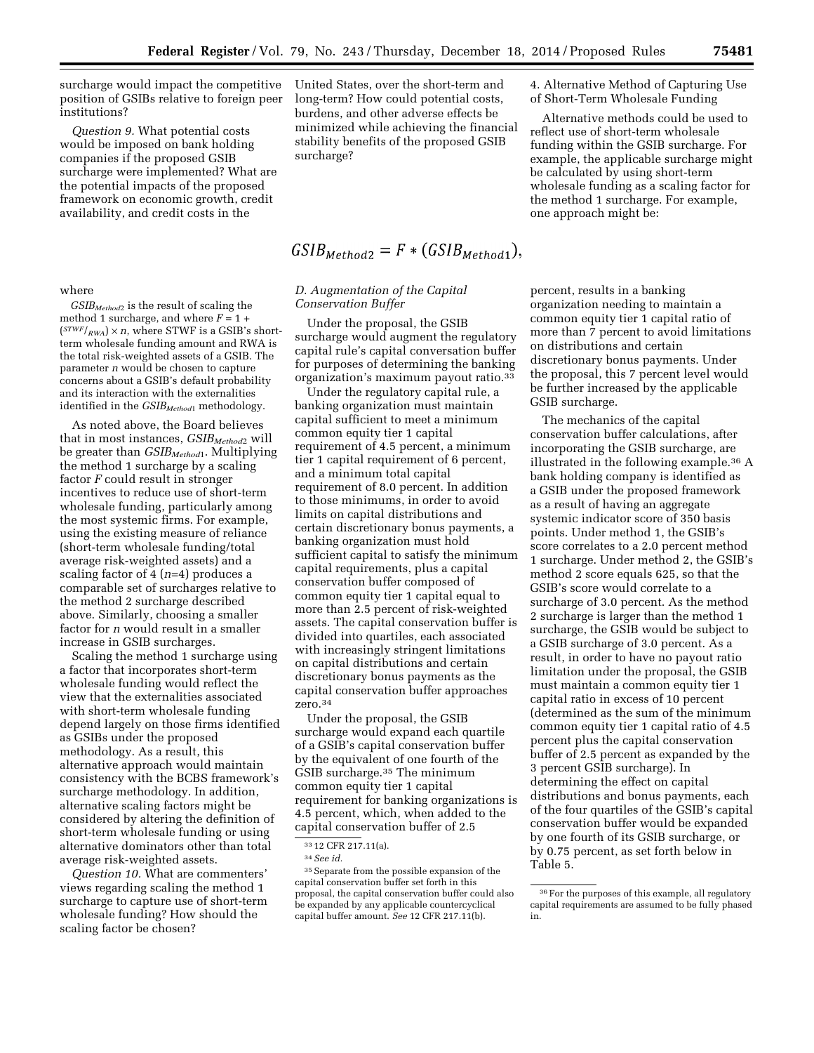surcharge would impact the competitive position of GSIBs relative to foreign peer institutions?

*Question 9.* What potential costs would be imposed on bank holding companies if the proposed GSIB surcharge were implemented? What are the potential impacts of the proposed framework on economic growth, credit availability, and credit costs in the United States, over the short-term and long-term? How could potential costs, burdens, and other adverse effects be minimized while achieving the financial stability benefits of the proposed GSIB surcharge?

4. Alternative Method of Capturing Use of Short-Term Wholesale Funding

Alternative methods could be used to reflect use of short-term wholesale funding within the GSIB surcharge. For example, the applicable surcharge might be calculated by using short-term wholesale funding as a scaling factor for the method 1 surcharge. For example, one approach might be:

$$GSIB_{Method2} = F * (GSIB_{Method1}),$$

where

$GSIB_{Method2}$ is the result of scaling the method 1 surcharge, and where $F = 1 + (^{STWF}/_{RWA}) \times n$, where STWF is a GSIB's short-term wholesale funding amount and RWA is the total risk-weighted assets of a GSIB. The parameter $n$ would be chosen to capture concerns about a GSIB's default probability and its interaction with the externalities identified in the $GSIB_{Method1}$ methodology.

As noted above, the Board believes that in most instances, $GSIB_{Method2}$ will be greater than $GSIB_{Method1}$. Multiplying the method 1 surcharge by a scaling factor $F$ could result in stronger incentives to reduce use of short-term wholesale funding, particularly among the most systemic firms. For example, using the existing measure of reliance (short-term wholesale funding/total average risk-weighted assets) and a scaling factor of 4 ($n$=4) produces a comparable set of surcharges relative to the method 2 surcharge described above. Similarly, choosing a smaller factor for $n$ would result in a smaller increase in GSIB surcharges.

Scaling the method 1 surcharge using a factor that incorporates short-term wholesale funding would reflect the view that the externalities associated with short-term wholesale funding depend largely on those firms identified as GSIBs under the proposed methodology. As a result, this alternative approach would maintain consistency with the BCBS framework's surcharge methodology. In addition, alternative scaling factors might be considered by altering the definition of short-term wholesale funding or using alternative dominators other than total average risk-weighted assets.

*Question 10.* What are commenters' views regarding scaling the method 1 surcharge to capture use of short-term wholesale funding? How should the scaling factor be chosen?

### *D. Augmentation of the Capital Conservation Buffer*

Under the proposal, the GSIB surcharge would augment the regulatory capital rule's capital conversation buffer for purposes of determining the banking organization's maximum payout ratio.[33]

Under the regulatory capital rule, a banking organization must maintain capital sufficient to meet a minimum common equity tier 1 capital requirement of 4.5 percent, a minimum tier 1 capital requirement of 6 percent, and a minimum total capital requirement of 8.0 percent. In addition to those minimums, in order to avoid limits on capital distributions and certain discretionary bonus payments, a banking organization must hold sufficient capital to satisfy the minimum capital requirements, plus a capital conservation buffer composed of common equity tier 1 capital equal to more than 2.5 percent of risk-weighted assets. The capital conservation buffer is divided into quartiles, each associated with increasingly stringent limitations on capital distributions and certain discretionary bonus payments as the capital conservation buffer approaches zero.[34]

Under the proposal, the GSIB surcharge would expand each quartile of a GSIB's capital conservation buffer by the equivalent of one fourth of the GSIB surcharge.[35] The minimum common equity tier 1 capital requirement for banking organizations is 4.5 percent, which, when added to the capital conservation buffer of 2.5 percent, results in a banking organization needing to maintain a common equity tier 1 capital ratio of more than 7 percent to avoid limitations on distributions and certain discretionary bonus payments. Under the proposal, this 7 percent level would be further increased by the applicable GSIB surcharge.

The mechanics of the capital conservation buffer calculations, after incorporating the GSIB surcharge, are illustrated in the following example.[36] A bank holding company is identified as a GSIB under the proposed framework as a result of having an aggregate systemic indicator score of 350 basis points. Under method 1, the GSIB's score correlates to a 2.0 percent method 1 surcharge. Under method 2, the GSIB's method 2 score equals 625, so that the GSIB's score would correlate to a surcharge of 3.0 percent. As the method 2 surcharge is larger than the method 1 surcharge, the GSIB would be subject to a GSIB surcharge of 3.0 percent. As a result, in order to have no payout ratio limitation under the proposal, the GSIB must maintain a common equity tier 1 capital ratio in excess of 10 percent (determined as the sum of the minimum common equity tier 1 capital ratio of 4.5 percent plus the capital conservation buffer of 2.5 percent as expanded by the 3 percent GSIB surcharge). In determining the effect on capital distributions and bonus payments, each of the four quartiles of the GSIB's capital conservation buffer would be expanded by one fourth of its GSIB surcharge, or by 0.75 percent, as set forth below in Table 5.

[33] 12 CFR 217.11(a).

[34] *See id.*

[35] Separate from the possible expansion of the capital conservation buffer set forth in this proposal, the capital conservation buffer could also be expanded by any applicable countercyclical capital buffer amount. *See* 12 CFR 217.11(b).

[36] For the purposes of this example, all regulatory capital requirements are assumed to be fully phased in.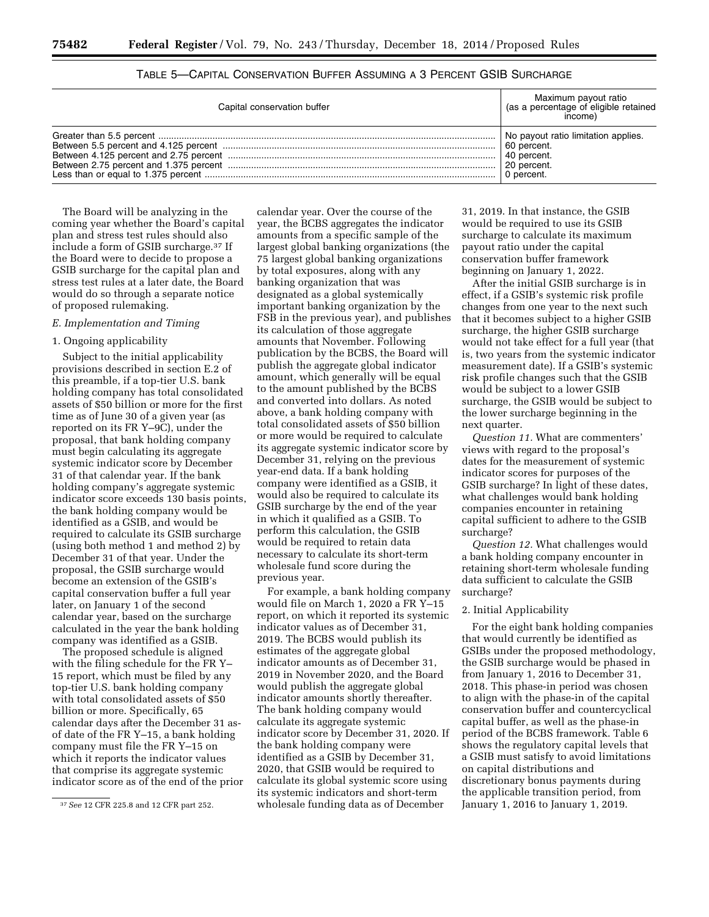TABLE 5—CAPITAL CONSERVATION BUFFER ASSUMING A 3 PERCENT GSIB SURCHARGE

| Capital conservation buffer | Maximum payout ratio (as a percentage of eligible retained income) |
| --- | --- |
| Greater than 5.5 percent | No payout ratio limitation applies. |
| Between 5.5 percent and 4.125 percent | 60 percent. |
| Between 4.125 percent and 2.75 percent | 40 percent. |
| Between 2.75 percent and 1.375 percent | 20 percent. |
| Less than or equal to 1.375 percent | 0 percent. |

The Board will be analyzing in the coming year whether the Board's capital plan and stress test rules should also include a form of GSIB surcharge.[37] If the Board were to decide to propose a GSIB surcharge for the capital plan and stress test rules at a later date, the Board would do so through a separate notice of proposed rulemaking.

*E. Implementation and Timing*

1. Ongoing applicability

Subject to the initial applicability provisions described in section E.2 of this preamble, if a top-tier U.S. bank holding company has total consolidated assets of $50 billion or more for the first time as of June 30 of a given year (as reported on its FR Y–9C), under the proposal, that bank holding company must begin calculating its aggregate systemic indicator score by December 31 of that calendar year. If the bank holding company's aggregate systemic indicator score exceeds 130 basis points, the bank holding company would be identified as a GSIB, and would be required to calculate its GSIB surcharge (using both method 1 and method 2) by December 31 of that year. Under the proposal, the GSIB surcharge would become an extension of the GSIB's capital conservation buffer a full year later, on January 1 of the second calendar year, based on the surcharge calculated in the year the bank holding company was identified as a GSIB.

The proposed schedule is aligned with the filing schedule for the FR Y–15 report, which must be filed by any top-tier U.S. bank holding company with total consolidated assets of $50 billion or more. Specifically, 65 calendar days after the December 31 as-of date of the FR Y–15, a bank holding company must file the FR Y–15 on which it reports the indicator values that comprise its aggregate systemic indicator score as of the end of the prior calendar year. Over the course of the year, the BCBS aggregates the indicator amounts from a specific sample of the largest global banking organizations (the 75 largest global banking organizations by total exposures, along with any banking organization that was designated as a global systemically important banking organization by the FSB in the previous year), and publishes its calculation of those aggregate amounts that November. Following publication by the BCBS, the Board will publish the aggregate global indicator amount, which generally will be equal to the amount published by the BCBS and converted into dollars. As noted above, a bank holding company with total consolidated assets of $50 billion or more would be required to calculate its aggregate systemic indicator score by December 31, relying on the previous year-end data. If a bank holding company were identified as a GSIB, it would also be required to calculate its GSIB surcharge by the end of the year in which it qualified as a GSIB. To perform this calculation, the GSIB would be required to retain data necessary to calculate its short-term wholesale fund score during the previous year.

For example, a bank holding company would file on March 1, 2020 a FR Y–15 report, on which it reported its systemic indicator values as of December 31, 2019. The BCBS would publish its estimates of the aggregate global indicator amounts as of December 31, 2019 in November 2020, and the Board would publish the aggregate global indicator amounts shortly thereafter. The bank holding company would calculate its aggregate systemic indicator score by December 31, 2020. If the bank holding company were identified as a GSIB by December 31, 2020, that GSIB would be required to calculate its global systemic score using its systemic indicators and short-term wholesale funding data as of December 31, 2019. In that instance, the GSIB would be required to use its GSIB surcharge to calculate its maximum payout ratio under the capital conservation buffer framework beginning on January 1, 2022.

After the initial GSIB surcharge is in effect, if a GSIB's systemic risk profile changes from one year to the next such that it becomes subject to a higher GSIB surcharge, the higher GSIB surcharge would not take effect for a full year (that is, two years from the systemic indicator measurement date). If a GSIB's systemic risk profile changes such that the GSIB would be subject to a lower GSIB surcharge, the GSIB would be subject to the lower surcharge beginning in the next quarter.

*Question 11.* What are commenters' views with regard to the proposal's dates for the measurement of systemic indicator scores for purposes of the GSIB surcharge? In light of these dates, what challenges would bank holding companies encounter in retaining capital sufficient to adhere to the GSIB surcharge?

*Question 12.* What challenges would a bank holding company encounter in retaining short-term wholesale funding data sufficient to calculate the GSIB surcharge?

2. Initial Applicability

For the eight bank holding companies that would currently be identified as GSIBs under the proposed methodology, the GSIB surcharge would be phased in from January 1, 2016 to December 31, 2018. This phase-in period was chosen to align with the phase-in of the capital conservation buffer and countercyclical capital buffer, as well as the phase-in period of the BCBS framework. Table 6 shows the regulatory capital levels that a GSIB must satisfy to avoid limitations on capital distributions and discretionary bonus payments during the applicable transition period, from January 1, 2016 to January 1, 2019.

[37] *See* 12 CFR 225.8 and 12 CFR part 252.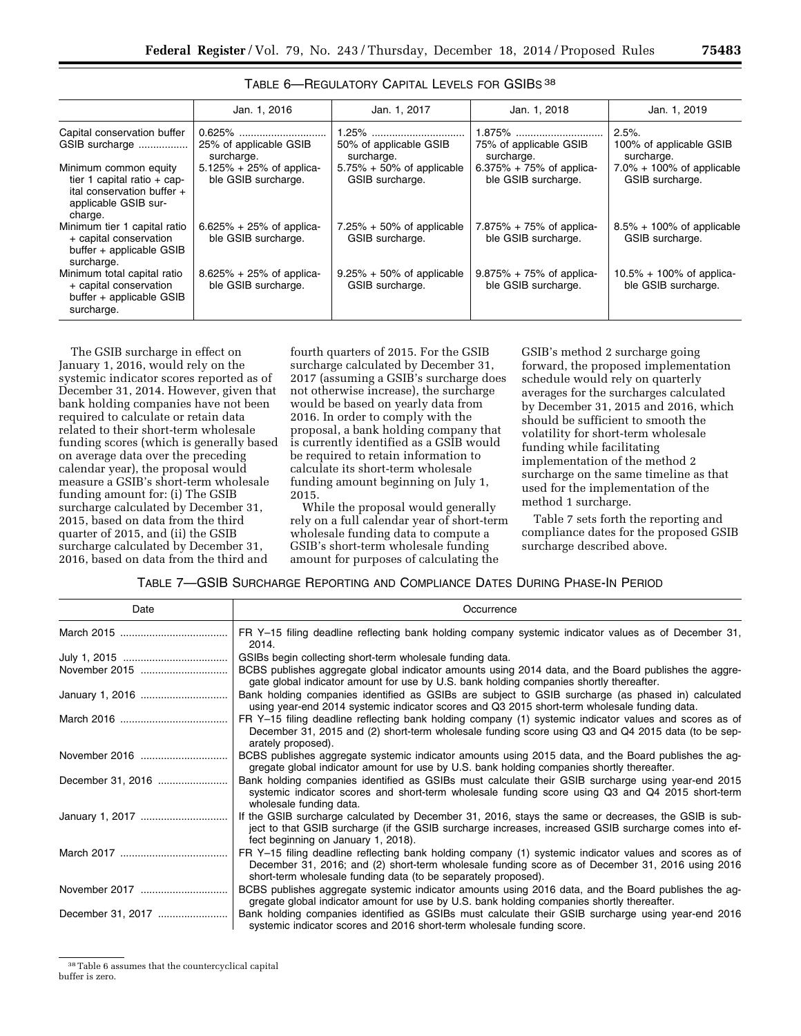TABLE 6—REGULATORY CAPITAL LEVELS FOR GSIBS[38]

| | Jan. 1, 2016 | Jan. 1, 2017 | Jan. 1, 2018 | Jan. 1, 2019 |
|---|---|---|---|---|
| Capital conservation buffer | 0.625% | 1.25% | 1.875% | 2.5%. |
| GSIB surcharge | 25% of applicable GSIB surcharge. | 50% of applicable GSIB surcharge. | 75% of applicable GSIB surcharge. | 100% of applicable GSIB surcharge. |
| Minimum common equity tier 1 capital ratio + capital conservation buffer + applicable GSIB surcharge. | 5.125% + 25% of applicable GSIB surcharge. | 5.75% + 50% of applicable GSIB surcharge. | 6.375% + 75% of applicable GSIB surcharge. | 7.0% + 100% of applicable GSIB surcharge. |
| Minimum tier 1 capital ratio + capital conservation buffer + applicable GSIB surcharge. | 6.625% + 25% of applicable GSIB surcharge. | 7.25% + 50% of applicable GSIB surcharge. | 7.875% + 75% of applicable GSIB surcharge. | 8.5% + 100% of applicable GSIB surcharge. |
| Minimum total capital ratio + capital conservation buffer + applicable GSIB surcharge. | 8.625% + 25% of applicable GSIB surcharge. | 9.25% + 50% of applicable GSIB surcharge. | 9.875% + 75% of applicable GSIB surcharge. | 10.5% + 100% of applicable GSIB surcharge. |

The GSIB surcharge in effect on January 1, 2016, would rely on the systemic indicator scores reported as of December 31, 2014. However, given that bank holding companies have not been required to calculate or retain data related to their short-term wholesale funding scores (which is generally based on average data over the preceding calendar year), the proposal would measure a GSIB's short-term wholesale funding amount for: (i) The GSIB surcharge calculated by December 31, 2015, based on data from the third quarter of 2015, and (ii) the GSIB surcharge calculated by December 31, 2016, based on data from the third and fourth quarters of 2015. For the GSIB surcharge calculated by December 31, 2017 (assuming a GSIB's surcharge does not otherwise increase), the surcharge would be based on yearly data from 2016. In order to comply with the proposal, a bank holding company that is currently identified as a GSIB would be required to retain information to calculate its short-term wholesale funding amount beginning on July 1, 2015.

While the proposal would generally rely on a full calendar year of short-term wholesale funding data to compute a GSIB's short-term wholesale funding amount for purposes of calculating the GSIB's method 2 surcharge going forward, the proposed implementation schedule would rely on quarterly averages for the surcharges calculated by December 31, 2015 and 2016, which should be sufficient to smooth the volatility for short-term wholesale funding while facilitating implementation of the method 2 surcharge on the same timeline as that used for the implementation of the method 1 surcharge.

Table 7 sets forth the reporting and compliance dates for the proposed GSIB surcharge described above.

TABLE 7—GSIB SURCHARGE REPORTING AND COMPLIANCE DATES DURING PHASE-IN PERIOD

| Date | Occurrence |
|---|---|
| March 2015 | FR Y–15 filing deadline reflecting bank holding company systemic indicator values as of December 31, 2014. |
| July 1, 2015 | GSIBs begin collecting short-term wholesale funding data. |
| November 2015 | BCBS publishes aggregate global indicator amounts using 2014 data, and the Board publishes the aggregate global indicator amount for use by U.S. bank holding companies shortly thereafter. |
| January 1, 2016 | Bank holding companies identified as GSIBs are subject to GSIB surcharge (as phased in) calculated using year-end 2014 systemic indicator scores and Q3 2015 short-term wholesale funding data. |
| March 2016 | FR Y–15 filing deadline reflecting bank holding company (1) systemic indicator values and scores as of December 31, 2015 and (2) short-term wholesale funding score using Q3 and Q4 2015 data (to be separately proposed). |
| November 2016 | BCBS publishes aggregate systemic indicator amounts using 2015 data, and the Board publishes the aggregate global indicator amount for use by U.S. bank holding companies shortly thereafter. |
| December 31, 2016 | Bank holding companies identified as GSIBs must calculate their GSIB surcharge using year-end 2015 systemic indicator scores and short-term wholesale funding score using Q3 and Q4 2015 short-term wholesale funding data. |
| January 1, 2017 | If the GSIB surcharge calculated by December 31, 2016, stays the same or decreases, the GSIB is subject to that GSIB surcharge (if the GSIB surcharge increases, increased GSIB surcharge comes into effect beginning on January 1, 2018). |
| March 2017 | FR Y–15 filing deadline reflecting bank holding company (1) systemic indicator values and scores as of December 31, 2016; and (2) short-term wholesale funding score as of December 31, 2016 using 2016 short-term wholesale funding data (to be separately proposed). |
| November 2017 | BCBS publishes aggregate systemic indicator amounts using 2016 data, and the Board publishes the aggregate global indicator amount for use by U.S. bank holding companies shortly thereafter. |
| December 31, 2017 | Bank holding companies identified as GSIBs must calculate their GSIB surcharge using year-end 2016 systemic indicator scores and 2016 short-term wholesale funding score. |

[38] Table 6 assumes that the countercyclical capital buffer is zero.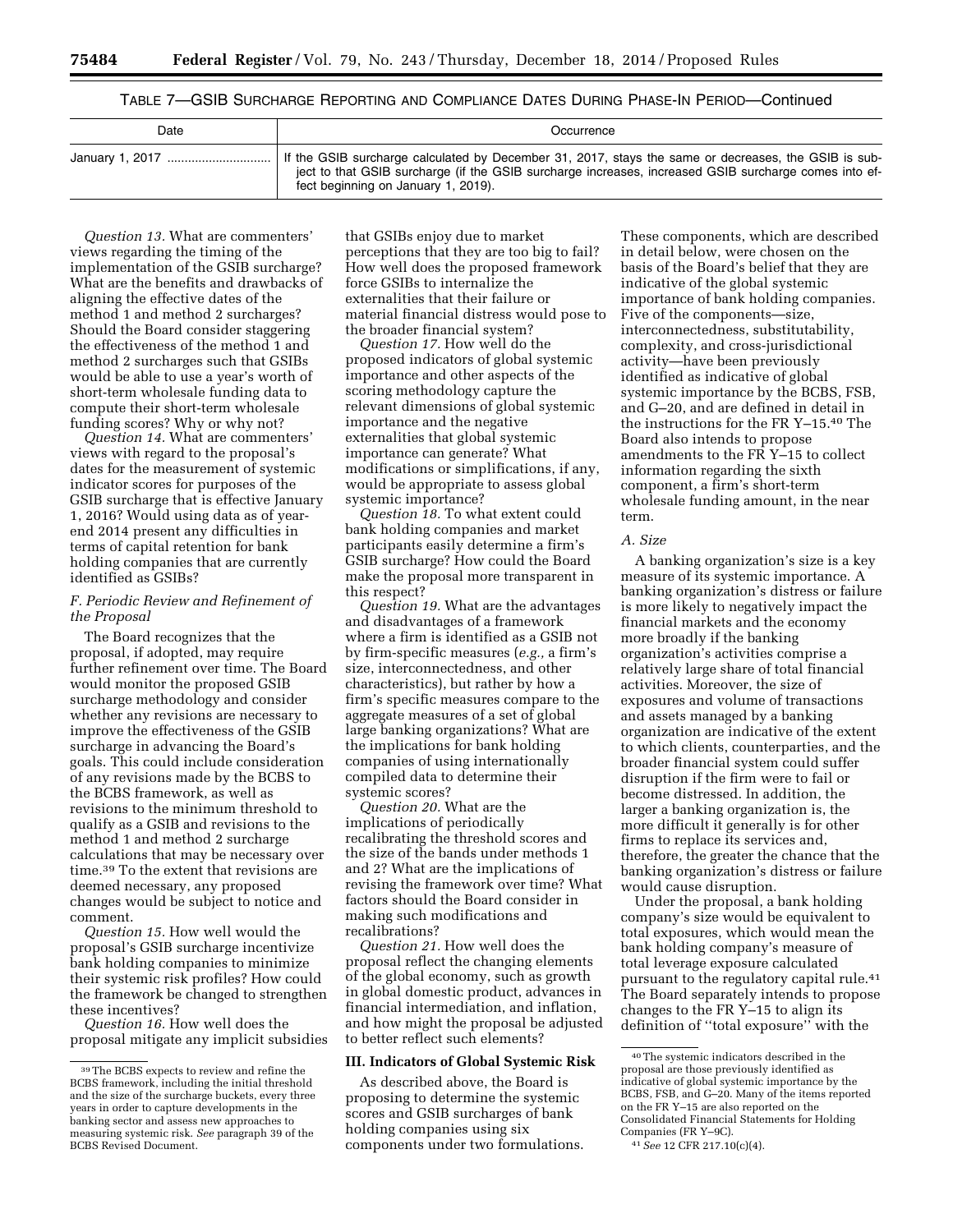TABLE 7—GSIB SURCHARGE REPORTING AND COMPLIANCE DATES DURING PHASE-IN PERIOD—Continued

| Date | Occurrence |
| --- | --- |
| January 1, 2017 | If the GSIB surcharge calculated by December 31, 2017, stays the same or decreases, the GSIB is subject to that GSIB surcharge (if the GSIB surcharge increases, increased GSIB surcharge comes into effect beginning on January 1, 2019). |

*Question 13.* What are commenters' views regarding the timing of the implementation of the GSIB surcharge? What are the benefits and drawbacks of aligning the effective dates of the method 1 and method 2 surcharges? Should the Board consider staggering the effectiveness of the method 1 and method 2 surcharges such that GSIBs would be able to use a year's worth of short-term wholesale funding data to compute their short-term wholesale funding scores? Why or why not?

*Question 14.* What are commenters' views with regard to the proposal's dates for the measurement of systemic indicator scores for purposes of the GSIB surcharge that is effective January 1, 2016? Would using data as of year-end 2014 present any difficulties in terms of capital retention for bank holding companies that are currently identified as GSIBs?

### *F. Periodic Review and Refinement of the Proposal*

The Board recognizes that the proposal, if adopted, may require further refinement over time. The Board would monitor the proposed GSIB surcharge methodology and consider whether any revisions are necessary to improve the effectiveness of the GSIB surcharge in advancing the Board's goals. This could include consideration of any revisions made by the BCBS to the BCBS framework, as well as revisions to the minimum threshold to qualify as a GSIB and revisions to the method 1 and method 2 surcharge calculations that may be necessary over time.[39] To the extent that revisions are deemed necessary, any proposed changes would be subject to notice and comment.

*Question 15.* How well would the proposal's GSIB surcharge incentivize bank holding companies to minimize their systemic risk profiles? How could the framework be changed to strengthen these incentives?

*Question 16.* How well does the proposal mitigate any implicit subsidies that GSIBs enjoy due to market perceptions that they are too big to fail? How well does the proposed framework force GSIBs to internalize the externalities that their failure or material financial distress would pose to the broader financial system?

*Question 17.* How well do the proposed indicators of global systemic importance and other aspects of the scoring methodology capture the relevant dimensions of global systemic importance and the negative externalities that global systemic importance can generate? What modifications or simplifications, if any, would be appropriate to assess global systemic importance?

*Question 18.* To what extent could bank holding companies and market participants easily determine a firm's GSIB surcharge? How could the Board make the proposal more transparent in this respect?

*Question 19.* What are the advantages and disadvantages of a framework where a firm is identified as a GSIB not by firm-specific measures (*e.g.,* a firm's size, interconnectedness, and other characteristics), but rather by how a firm's specific measures compare to the aggregate measures of a set of global large banking organizations? What are the implications for bank holding companies of using internationally compiled data to determine their systemic scores?

*Question 20.* What are the implications of periodically recalibrating the threshold scores and the size of the bands under methods 1 and 2? What are the implications of revising the framework over time? What factors should the Board consider in making such modifications and recalibrations?

*Question 21.* How well does the proposal reflect the changing elements of the global economy, such as growth in global domestic product, advances in financial intermediation, and inflation, and how might the proposal be adjusted to better reflect such elements?

## III. Indicators of Global Systemic Risk

As described above, the Board is proposing to determine the systemic scores and GSIB surcharges of bank holding companies using six components under two formulations. These components, which are described in detail below, were chosen on the basis of the Board's belief that they are indicative of the global systemic importance of bank holding companies. Five of the components—size, interconnectedness, substitutability, complexity, and cross-jurisdictional activity—have been previously identified as indicative of global systemic importance by the BCBS, FSB, and G–20, and are defined in detail in the instructions for the FR Y–15.[40] The Board also intends to propose amendments to the FR Y–15 to collect information regarding the sixth component, a firm's short-term wholesale funding amount, in the near term.

### *A. Size*

A banking organization's size is a key measure of its systemic importance. A banking organization's distress or failure is more likely to negatively impact the financial markets and the economy more broadly if the banking organization's activities comprise a relatively large share of total financial activities. Moreover, the size of exposures and volume of transactions and assets managed by a banking organization are indicative of the extent to which clients, counterparties, and the broader financial system could suffer disruption if the firm were to fail or become distressed. In addition, the larger a banking organization is, the more difficult it generally is for other firms to replace its services and, therefore, the greater the chance that the banking organization's distress or failure would cause disruption.

Under the proposal, a bank holding company's size would be equivalent to total exposures, which would mean the bank holding company's measure of total leverage exposure calculated pursuant to the regulatory capital rule.[41] The Board separately intends to propose changes to the FR Y–15 to align its definition of "total exposure" with the

---

[39] The BCBS expects to review and refine the BCBS framework, including the initial threshold and the size of the surcharge buckets, every three years in order to capture developments in the banking sector and assess new approaches to measuring systemic risk. *See* paragraph 39 of the BCBS Revised Document.

[40] The systemic indicators described in the proposal are those previously identified as indicative of global systemic importance by the BCBS, FSB, and G–20. Many of the items reported on the FR Y–15 are also reported on the Consolidated Financial Statements for Holding Companies (FR Y–9C).

[41] *See* 12 CFR 217.10(c)(4).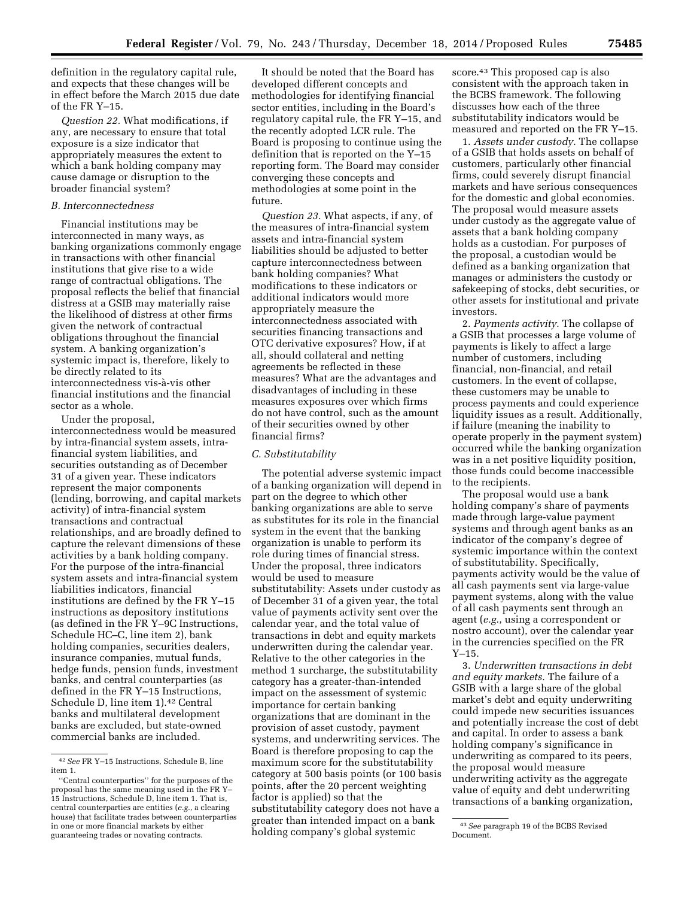definition in the regulatory capital rule, and expects that these changes will be in effect before the March 2015 due date of the FR Y–15.

*Question 22.* What modifications, if any, are necessary to ensure that total exposure is a size indicator that appropriately measures the extent to which a bank holding company may cause damage or disruption to the broader financial system?

### *B. Interconnectedness*

Financial institutions may be interconnected in many ways, as banking organizations commonly engage in transactions with other financial institutions that give rise to a wide range of contractual obligations. The proposal reflects the belief that financial distress at a GSIB may materially raise the likelihood of distress at other firms given the network of contractual obligations throughout the financial system. A banking organization's systemic impact is, therefore, likely to be directly related to its interconnectedness vis-à-vis other financial institutions and the financial sector as a whole.

Under the proposal, interconnectedness would be measured by intra-financial system assets, intra-financial system liabilities, and securities outstanding as of December 31 of a given year. These indicators represent the major components (lending, borrowing, and capital markets activity) of intra-financial system transactions and contractual relationships, and are broadly defined to capture the relevant dimensions of these activities by a bank holding company. For the purpose of the intra-financial system assets and intra-financial system liabilities indicators, financial institutions are defined by the FR Y–15 instructions as depository institutions (as defined in the FR Y–9C Instructions, Schedule HC–C, line item 2), bank holding companies, securities dealers, insurance companies, mutual funds, hedge funds, pension funds, investment banks, and central counterparties (as defined in the FR Y–15 Instructions, Schedule D, line item 1).[42] Central banks and multilateral development banks are excluded, but state-owned commercial banks are included.

It should be noted that the Board has developed different concepts and methodologies for identifying financial sector entities, including in the Board's regulatory capital rule, the FR Y–15, and the recently adopted LCR rule. The Board is proposing to continue using the definition that is reported on the Y–15 reporting form. The Board may consider converging these concepts and methodologies at some point in the future.

*Question 23.* What aspects, if any, of the measures of intra-financial system assets and intra-financial system liabilities should be adjusted to better capture interconnectedness between bank holding companies? What modifications to these indicators or additional indicators would more appropriately measure the interconnectedness associated with securities financing transactions and OTC derivative exposures? How, if at all, should collateral and netting agreements be reflected in these measures? What are the advantages and disadvantages of including in these measures exposures over which firms do not have control, such as the amount of their securities owned by other financial firms?

### *C. Substitutability*

The potential adverse systemic impact of a banking organization will depend in part on the degree to which other banking organizations are able to serve as substitutes for its role in the financial system in the event that the banking organization is unable to perform its role during times of financial stress. Under the proposal, three indicators would be used to measure substitutability: Assets under custody as of December 31 of a given year, the total value of payments activity sent over the calendar year, and the total value of transactions in debt and equity markets underwritten during the calendar year. Relative to the other categories in the method 1 surcharge, the substitutability category has a greater-than-intended impact on the assessment of systemic importance for certain banking organizations that are dominant in the provision of asset custody, payment systems, and underwriting services. The Board is therefore proposing to cap the maximum score for the substitutability category at 500 basis points (or 100 basis points, after the 20 percent weighting factor is applied) so that the substitutability category does not have a greater than intended impact on a bank holding company's global systemic score.[43] This proposed cap is also consistent with the approach taken in the BCBS framework. The following discusses how each of the three substitutability indicators would be measured and reported on the FR Y–15.

1. *Assets under custody.* The collapse of a GSIB that holds assets on behalf of customers, particularly other financial firms, could severely disrupt financial markets and have serious consequences for the domestic and global economies. The proposal would measure assets under custody as the aggregate value of assets that a bank holding company holds as a custodian. For purposes of the proposal, a custodian would be defined as a banking organization that manages or administers the custody or safekeeping of stocks, debt securities, or other assets for institutional and private investors.

2. *Payments activity.* The collapse of a GSIB that processes a large volume of payments is likely to affect a large number of customers, including financial, non-financial, and retail customers. In the event of collapse, these customers may be unable to process payments and could experience liquidity issues as a result. Additionally, if failure (meaning the inability to operate properly in the payment system) occurred while the banking organization was in a net positive liquidity position, those funds could become inaccessible to the recipients.

The proposal would use a bank holding company's share of payments made through large-value payment systems and through agent banks as an indicator of the company's degree of systemic importance within the context of substitutability. Specifically, payments activity would be the value of all cash payments sent via large-value payment systems, along with the value of all cash payments sent through an agent (*e.g.*, using a correspondent or nostro account), over the calendar year in the currencies specified on the FR Y–15.

3. *Underwritten transactions in debt and equity markets.* The failure of a GSIB with a large share of the global market's debt and equity underwriting could impede new securities issuances and potentially increase the cost of debt and capital. In order to assess a bank holding company's significance in underwriting as compared to its peers, the proposal would measure underwriting activity as the aggregate value of equity and debt underwriting transactions of a banking organization,

---

[42] *See* FR Y–15 Instructions, Schedule B, line item 1.

"Central counterparties" for the purposes of the proposal has the same meaning used in the FR Y–15 Instructions, Schedule D, line item 1. That is, central counterparties are entities (*e.g.*, a clearing house) that facilitate trades between counterparties in one or more financial markets by either guaranteeing trades or novating contracts.

[43] *See* paragraph 19 of the BCBS Revised Document.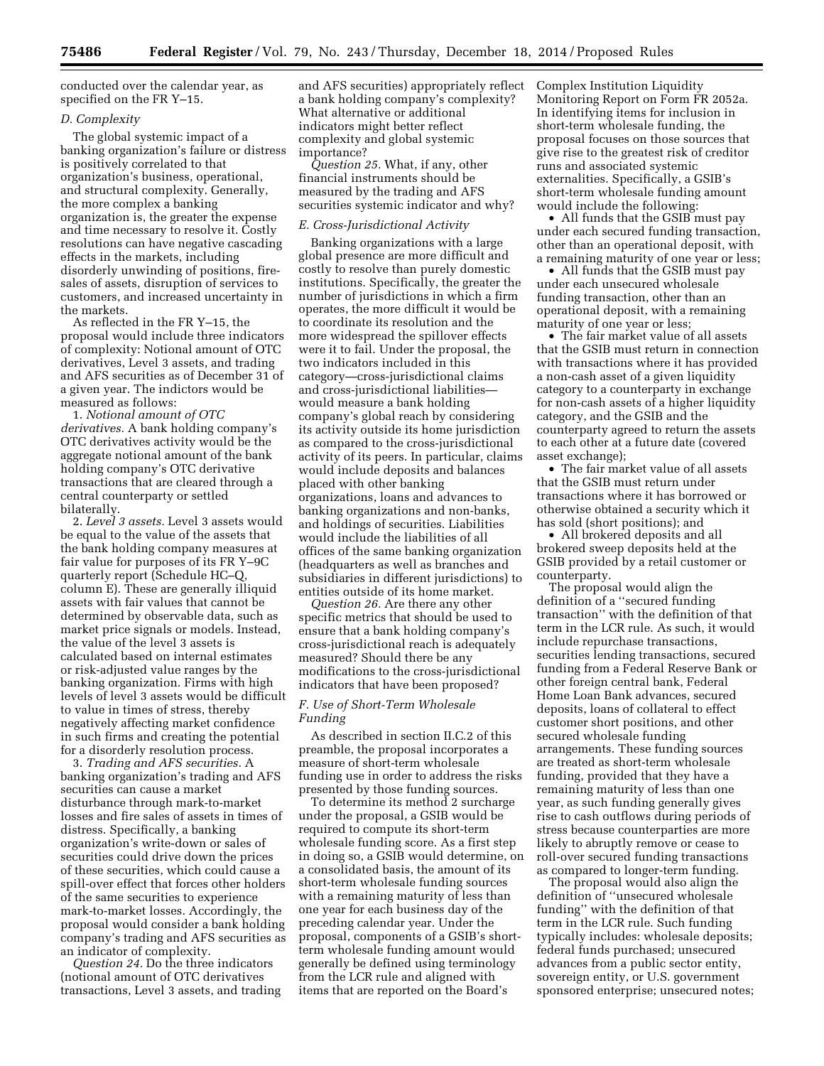conducted over the calendar year, as specified on the FR Y–15.

*D. Complexity*

The global systemic impact of a banking organization's failure or distress is positively correlated to that organization's business, operational, and structural complexity. Generally, the more complex a banking organization is, the greater the expense and time necessary to resolve it. Costly resolutions can have negative cascading effects in the markets, including disorderly unwinding of positions, fire-sales of assets, disruption of services to customers, and increased uncertainty in the markets.

As reflected in the FR Y–15, the proposal would include three indicators of complexity: Notional amount of OTC derivatives, Level 3 assets, and trading and AFS securities as of December 31 of a given year. The indictors would be measured as follows:

1. *Notional amount of OTC derivatives.* A bank holding company's OTC derivatives activity would be the aggregate notional amount of the bank holding company's OTC derivative transactions that are cleared through a central counterparty or settled bilaterally.

2. *Level 3 assets.* Level 3 assets would be equal to the value of the assets that the bank holding company measures at fair value for purposes of its FR Y–9C quarterly report (Schedule HC–Q, column E). These are generally illiquid assets with fair values that cannot be determined by observable data, such as market price signals or models. Instead, the value of the level 3 assets is calculated based on internal estimates or risk-adjusted value ranges by the banking organization. Firms with high levels of level 3 assets would be difficult to value in times of stress, thereby negatively affecting market confidence in such firms and creating the potential for a disorderly resolution process.

3. *Trading and AFS securities.* A banking organization's trading and AFS securities can cause a market disturbance through mark-to-market losses and fire sales of assets in times of distress. Specifically, a banking organization's write-down or sales of securities could drive down the prices of these securities, which could cause a spill-over effect that forces other holders of the same securities to experience mark-to-market losses. Accordingly, the proposal would consider a bank holding company's trading and AFS securities as an indicator of complexity.

*Question 24.* Do the three indicators (notional amount of OTC derivatives transactions, Level 3 assets, and trading and AFS securities) appropriately reflect a bank holding company's complexity? What alternative or additional indicators might better reflect complexity and global systemic importance?

*Question 25.* What, if any, other financial instruments should be measured by the trading and AFS securities systemic indicator and why?

*E. Cross-Jurisdictional Activity*

Banking organizations with a large global presence are more difficult and costly to resolve than purely domestic institutions. Specifically, the greater the number of jurisdictions in which a firm operates, the more difficult it would be to coordinate its resolution and the more widespread the spillover effects were it to fail. Under the proposal, the two indicators included in this category—cross-jurisdictional claims and cross-jurisdictional liabilities—would measure a bank holding company's global reach by considering its activity outside its home jurisdiction as compared to the cross-jurisdictional activity of its peers. In particular, claims would include deposits and balances placed with other banking organizations, loans and advances to banking organizations and non-banks, and holdings of securities. Liabilities would include the liabilities of all offices of the same banking organization (headquarters as well as branches and subsidiaries in different jurisdictions) to entities outside of its home market.

*Question 26.* Are there any other specific metrics that should be used to ensure that a bank holding company's cross-jurisdictional reach is adequately measured? Should there be any modifications to the cross-jurisdictional indicators that have been proposed?

*F. Use of Short-Term Wholesale Funding*

As described in section II.C.2 of this preamble, the proposal incorporates a measure of short-term wholesale funding use in order to address the risks presented by those funding sources.

To determine its method 2 surcharge under the proposal, a GSIB would be required to compute its short-term wholesale funding score. As a first step in doing so, a GSIB would determine, on a consolidated basis, the amount of its short-term wholesale funding sources with a remaining maturity of less than one year for each business day of the preceding calendar year. Under the proposal, components of a GSIB's short-term wholesale funding amount would generally be defined using terminology from the LCR rule and aligned with items that are reported on the Board's Complex Institution Liquidity Monitoring Report on Form FR 2052a. In identifying items for inclusion in short-term wholesale funding, the proposal focuses on those sources that give rise to the greatest risk of creditor runs and associated systemic externalities. Specifically, a GSIB's short-term wholesale funding amount would include the following:

- All funds that the GSIB must pay under each secured funding transaction, other than an operational deposit, with a remaining maturity of one year or less;
- All funds that the GSIB must pay under each unsecured wholesale funding transaction, other than an operational deposit, with a remaining maturity of one year or less;
- The fair market value of all assets that the GSIB must return in connection with transactions where it has provided a non-cash asset of a given liquidity category to a counterparty in exchange for non-cash assets of a higher liquidity category, and the GSIB and the counterparty agreed to return the assets to each other at a future date (covered asset exchange);
- The fair market value of all assets that the GSIB must return under transactions where it has borrowed or otherwise obtained a security which it has sold (short positions); and
- All brokered deposits and all brokered sweep deposits held at the GSIB provided by a retail customer or counterparty.

The proposal would align the definition of a ''secured funding transaction'' with the definition of that term in the LCR rule. As such, it would include repurchase transactions, securities lending transactions, secured funding from a Federal Reserve Bank or other foreign central bank, Federal Home Loan Bank advances, secured deposits, loans of collateral to effect customer short positions, and other secured wholesale funding arrangements. These funding sources are treated as short-term wholesale funding, provided that they have a remaining maturity of less than one year, as such funding generally gives rise to cash outflows during periods of stress because counterparties are more likely to abruptly remove or cease to roll-over secured funding transactions as compared to longer-term funding.

The proposal would also align the definition of ''unsecured wholesale funding'' with the definition of that term in the LCR rule. Such funding typically includes: wholesale deposits; federal funds purchased; unsecured advances from a public sector entity, sovereign entity, or U.S. government sponsored enterprise; unsecured notes;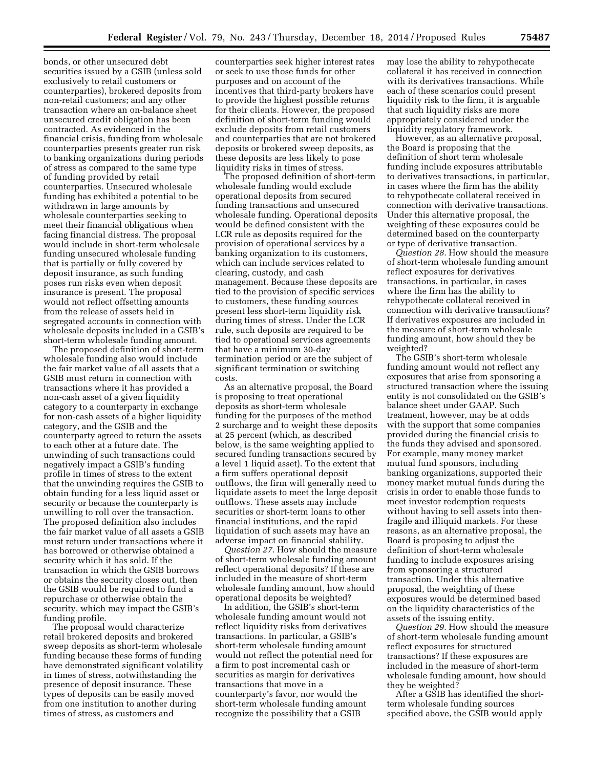bonds, or other unsecured debt securities issued by a GSIB (unless sold exclusively to retail customers or counterparties), brokered deposits from non-retail customers; and any other transaction where an on-balance sheet unsecured credit obligation has been contracted. As evidenced in the financial crisis, funding from wholesale counterparties presents greater run risk to banking organizations during periods of stress as compared to the same type of funding provided by retail counterparties. Unsecured wholesale funding has exhibited a potential to be withdrawn in large amounts by wholesale counterparties seeking to meet their financial obligations when facing financial distress. The proposal would include in short-term wholesale funding unsecured wholesale funding that is partially or fully covered by deposit insurance, as such funding poses run risks even when deposit insurance is present. The proposal would not reflect offsetting amounts from the release of assets held in segregated accounts in connection with wholesale deposits included in a GSIB's short-term wholesale funding amount.

The proposed definition of short-term wholesale funding also would include the fair market value of all assets that a GSIB must return in connection with transactions where it has provided a non-cash asset of a given liquidity category to a counterparty in exchange for non-cash assets of a higher liquidity category, and the GSIB and the counterparty agreed to return the assets to each other at a future date. The unwinding of such transactions could negatively impact a GSIB's funding profile in times of stress to the extent that the unwinding requires the GSIB to obtain funding for a less liquid asset or security or because the counterparty is unwilling to roll over the transaction. The proposed definition also includes the fair market value of all assets a GSIB must return under transactions where it has borrowed or otherwise obtained a security which it has sold. If the transaction in which the GSIB borrows or obtains the security closes out, then the GSIB would be required to fund a repurchase or otherwise obtain the security, which may impact the GSIB's funding profile.

The proposal would characterize retail brokered deposits and brokered sweep deposits as short-term wholesale funding because these forms of funding have demonstrated significant volatility in times of stress, notwithstanding the presence of deposit insurance. These types of deposits can be easily moved from one institution to another during times of stress, as customers and counterparties seek higher interest rates or seek to use those funds for other purposes and on account of the incentives that third-party brokers have to provide the highest possible returns for their clients. However, the proposed definition of short-term funding would exclude deposits from retail customers and counterparties that are not brokered deposits or brokered sweep deposits, as these deposits are less likely to pose liquidity risks in times of stress.

The proposed definition of short-term wholesale funding would exclude operational deposits from secured funding transactions and unsecured wholesale funding. Operational deposits would be defined consistent with the LCR rule as deposits required for the provision of operational services by a banking organization to its customers, which can include services related to clearing, custody, and cash management. Because these deposits are tied to the provision of specific services to customers, these funding sources present less short-term liquidity risk during times of stress. Under the LCR rule, such deposits are required to be tied to operational services agreements that have a minimum 30-day termination period or are the subject of significant termination or switching costs.

As an alternative proposal, the Board is proposing to treat operational deposits as short-term wholesale funding for the purposes of the method 2 surcharge and to weight these deposits at 25 percent (which, as described below, is the same weighting applied to secured funding transactions secured by a level 1 liquid asset). To the extent that a firm suffers operational deposit outflows, the firm will generally need to liquidate assets to meet the large deposit outflows. These assets may include securities or short-term loans to other financial institutions, and the rapid liquidation of such assets may have an adverse impact on financial stability.

*Question 27.* How should the measure of short-term wholesale funding amount reflect operational deposits? If these are included in the measure of short-term wholesale funding amount, how should operational deposits be weighted?

In addition, the GSIB's short-term wholesale funding amount would not reflect liquidity risks from derivatives transactions. In particular, a GSIB's short-term wholesale funding amount would not reflect the potential need for a firm to post incremental cash or securities as margin for derivatives transactions that move in a counterparty's favor, nor would the short-term wholesale funding amount recognize the possibility that a GSIB may lose the ability to rehypothecate collateral it has received in connection with its derivatives transactions. While each of these scenarios could present liquidity risk to the firm, it is arguable that such liquidity risks are more appropriately considered under the liquidity regulatory framework.

However, as an alternative proposal, the Board is proposing that the definition of short term wholesale funding include exposures attributable to derivatives transactions, in particular, in cases where the firm has the ability to rehypothecate collateral received in connection with derivative transactions. Under this alternative proposal, the weighting of these exposures could be determined based on the counterparty or type of derivative transaction.

*Question 28.* How should the measure of short-term wholesale funding amount reflect exposures for derivatives transactions, in particular, in cases where the firm has the ability to rehypothecate collateral received in connection with derivative transactions? If derivatives exposures are included in the measure of short-term wholesale funding amount, how should they be weighted?

The GSIB's short-term wholesale funding amount would not reflect any exposures that arise from sponsoring a structured transaction where the issuing entity is not consolidated on the GSIB's balance sheet under GAAP. Such treatment, however, may be at odds with the support that some companies provided during the financial crisis to the funds they advised and sponsored. For example, many money market mutual fund sponsors, including banking organizations, supported their money market mutual funds during the crisis in order to enable those funds to meet investor redemption requests without having to sell assets into then-fragile and illiquid markets. For these reasons, as an alternative proposal, the Board is proposing to adjust the definition of short-term wholesale funding to include exposures arising from sponsoring a structured transaction. Under this alternative proposal, the weighting of these exposures would be determined based on the liquidity characteristics of the assets of the issuing entity.

*Question 29.* How should the measure of short-term wholesale funding amount reflect exposures for structured transactions? If these exposures are included in the measure of short-term wholesale funding amount, how should they be weighted?

After a GSIB has identified the short-term wholesale funding sources specified above, the GSIB would apply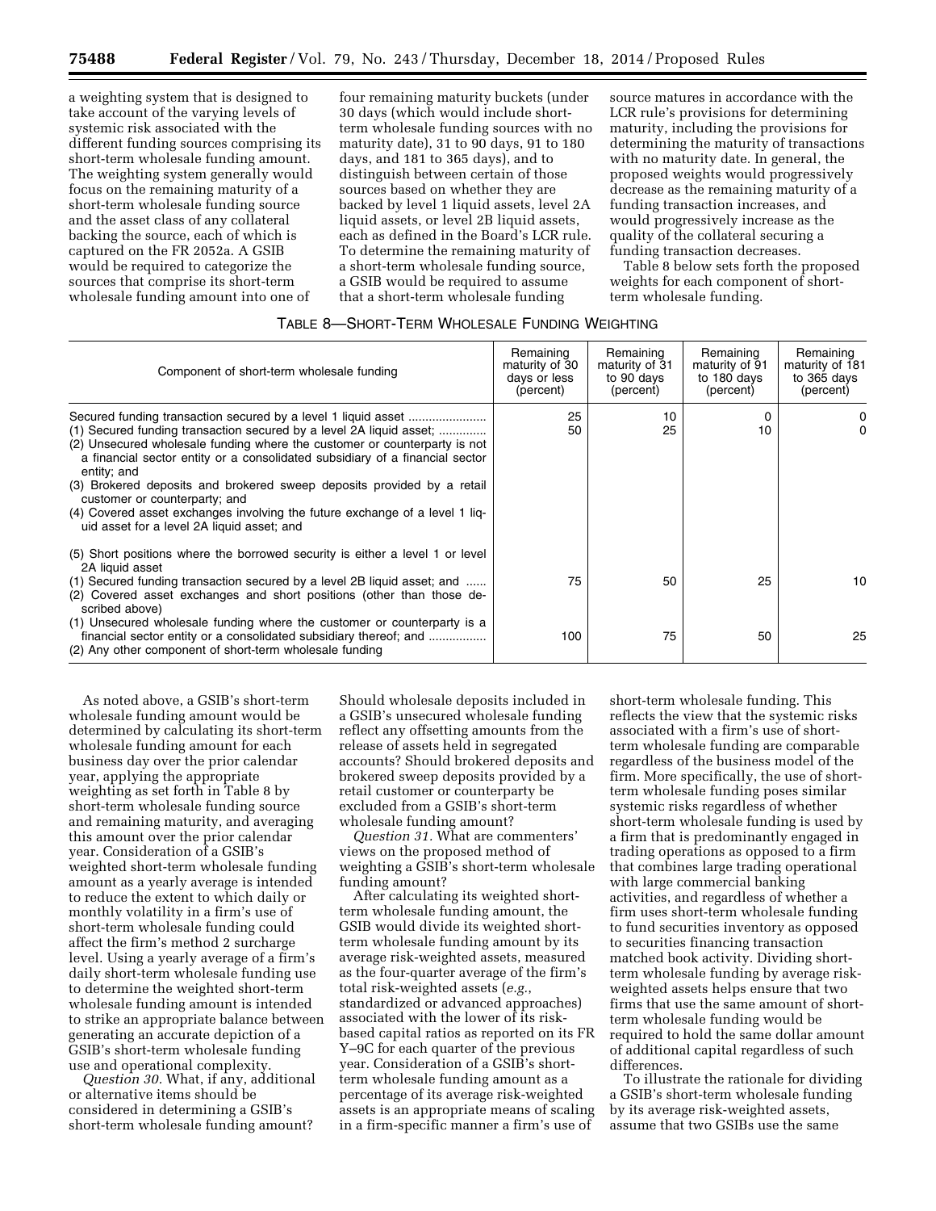a weighting system that is designed to take account of the varying levels of systemic risk associated with the different funding sources comprising its short-term wholesale funding amount. The weighting system generally would focus on the remaining maturity of a short-term wholesale funding source and the asset class of any collateral backing the source, each of which is captured on the FR 2052a. A GSIB would be required to categorize the sources that comprise its short-term wholesale funding amount into one of four remaining maturity buckets (under 30 days (which would include short-term wholesale funding sources with no maturity date), 31 to 90 days, 91 to 180 days, and 181 to 365 days), and to distinguish between certain of those sources based on whether they are backed by level 1 liquid assets, level 2A liquid assets, or level 2B liquid assets, each as defined in the Board's LCR rule. To determine the remaining maturity of a short-term wholesale funding source, a GSIB would be required to assume that a short-term wholesale funding source matures in accordance with the LCR rule's provisions for determining maturity, including the provisions for determining the maturity of transactions with no maturity date. In general, the proposed weights would progressively decrease as the remaining maturity of a funding transaction increases, and would progressively increase as the quality of the collateral securing a funding transaction decreases.

Table 8 below sets forth the proposed weights for each component of short-term wholesale funding.

TABLE 8—SHORT-TERM WHOLESALE FUNDING WEIGHTING

| Component of short-term wholesale funding | Remaining maturity of 30 days or less (percent) | Remaining maturity of 31 to 90 days (percent) | Remaining maturity of 91 to 180 days (percent) | Remaining maturity of 181 to 365 days (percent) |
|---|---|---|---|---|
| Secured funding transaction secured by a level 1 liquid asset | 25 | 10 | 0 | 0 |
| (1) Secured funding transaction secured by a level 2A liquid asset; (2) Unsecured wholesale funding where the customer or counterparty is not a financial sector entity or a consolidated subsidiary of a financial sector entity; and (3) Brokered deposits and brokered sweep deposits provided by a retail customer or counterparty; and (4) Covered asset exchanges involving the future exchange of a level 1 liquid asset for a level 2A liquid asset; and (5) Short positions where the borrowed security is either a level 1 or level 2A liquid asset | 50 | 25 | 10 | 0 |
| (1) Secured funding transaction secured by a level 2B liquid asset; and (2) Covered asset exchanges and short positions (other than those described above) | 75 | 50 | 25 | 10 |
| (1) Unsecured wholesale funding where the customer or counterparty is a financial sector entity or a consolidated subsidiary thereof; and (2) Any other component of short-term wholesale funding | 100 | 75 | 50 | 25 |

As noted above, a GSIB's short-term wholesale funding amount would be determined by calculating its short-term wholesale funding amount for each business day over the prior calendar year, applying the appropriate weighting as set forth in Table 8 by short-term wholesale funding source and remaining maturity, and averaging this amount over the prior calendar year. Consideration of a GSIB's weighted short-term wholesale funding amount as a yearly average is intended to reduce the extent to which daily or monthly volatility in a firm's use of short-term wholesale funding could affect the firm's method 2 surcharge level. Using a yearly average of a firm's daily short-term wholesale funding use to determine the weighted short-term wholesale funding amount is intended to strike an appropriate balance between generating an accurate depiction of a GSIB's short-term wholesale funding use and operational complexity.

*Question 30.* What, if any, additional or alternative items should be considered in determining a GSIB's short-term wholesale funding amount? Should wholesale deposits included in a GSIB's unsecured wholesale funding reflect any offsetting amounts from the release of assets held in segregated accounts? Should brokered deposits and brokered sweep deposits provided by a retail customer or counterparty be excluded from a GSIB's short-term wholesale funding amount?

*Question 31.* What are commenters' views on the proposed method of weighting a GSIB's short-term wholesale funding amount?

After calculating its weighted short-term wholesale funding amount, the GSIB would divide its weighted short-term wholesale funding amount by its average risk-weighted assets, measured as the four-quarter average of the firm's total risk-weighted assets (*e.g.*, standardized or advanced approaches) associated with the lower of its risk-based capital ratios as reported on its FR Y–9C for each quarter of the previous year. Consideration of a GSIB's short-term wholesale funding amount as a percentage of its average risk-weighted assets is an appropriate means of scaling in a firm-specific manner a firm's use of short-term wholesale funding. This reflects the view that the systemic risks associated with a firm's use of short-term wholesale funding are comparable regardless of the business model of the firm. More specifically, the use of short-term wholesale funding poses similar systemic risks regardless of whether short-term wholesale funding is used by a firm that is predominantly engaged in trading operations as opposed to a firm that combines large trading operational with large commercial banking activities, and regardless of whether a firm uses short-term wholesale funding to fund securities inventory as opposed to securities financing transaction matched book activity. Dividing short-term wholesale funding by average risk-weighted assets helps ensure that two firms that use the same amount of short-term wholesale funding would be required to hold the same dollar amount of additional capital regardless of such differences.

To illustrate the rationale for dividing a GSIB's short-term wholesale funding by its average risk-weighted assets, assume that two GSIBs use the same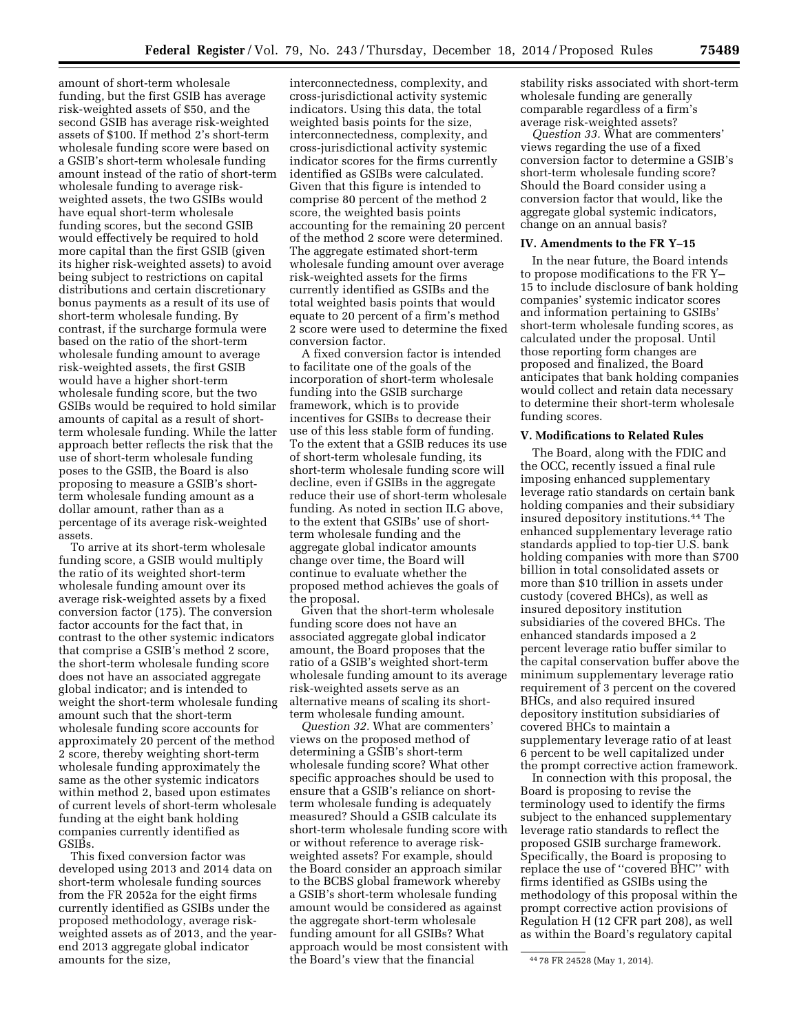amount of short-term wholesale funding, but the first GSIB has average risk-weighted assets of $50, and the second GSIB has average risk-weighted assets of $100. If method 2's short-term wholesale funding score were based on a GSIB's short-term wholesale funding amount instead of the ratio of short-term wholesale funding to average risk-weighted assets, the two GSIBs would have equal short-term wholesale funding scores, but the second GSIB would effectively be required to hold more capital than the first GSIB (given its higher risk-weighted assets) to avoid being subject to restrictions on capital distributions and certain discretionary bonus payments as a result of its use of short-term wholesale funding. By contrast, if the surcharge formula were based on the ratio of the short-term wholesale funding amount to average risk-weighted assets, the first GSIB would have a higher short-term wholesale funding score, but the two GSIBs would be required to hold similar amounts of capital as a result of short-term wholesale funding. While the latter approach better reflects the risk that the use of short-term wholesale funding poses to the GSIB, the Board is also proposing to measure a GSIB's short-term wholesale funding amount as a dollar amount, rather than as a percentage of its average risk-weighted assets.

To arrive at its short-term wholesale funding score, a GSIB would multiply the ratio of its weighted short-term wholesale funding amount over its average risk-weighted assets by a fixed conversion factor (175). The conversion factor accounts for the fact that, in contrast to the other systemic indicators that comprise a GSIB's method 2 score, the short-term wholesale funding score does not have an associated aggregate global indicator; and is intended to weight the short-term wholesale funding amount such that the short-term wholesale funding score accounts for approximately 20 percent of the method 2 score, thereby weighting short-term wholesale funding approximately the same as the other systemic indicators within method 2, based upon estimates of current levels of short-term wholesale funding at the eight bank holding companies currently identified as GSIBs.

This fixed conversion factor was developed using 2013 and 2014 data on short-term wholesale funding sources from the FR 2052a for the eight firms currently identified as GSIBs under the proposed methodology, average risk-weighted assets as of 2013, and the year-end 2013 aggregate global indicator amounts for the size, interconnectedness, complexity, and cross-jurisdictional activity systemic indicators. Using this data, the total weighted basis points for the size, interconnectedness, complexity, and cross-jurisdictional activity systemic indicator scores for the firms currently identified as GSIBs were calculated. Given that this figure is intended to comprise 80 percent of the method 2 score, the weighted basis points accounting for the remaining 20 percent of the method 2 score were determined. The aggregate estimated short-term wholesale funding amount over average risk-weighted assets for the firms currently identified as GSIBs and the total weighted basis points that would equate to 20 percent of a firm's method 2 score were used to determine the fixed conversion factor.

A fixed conversion factor is intended to facilitate one of the goals of the incorporation of short-term wholesale funding into the GSIB surcharge framework, which is to provide incentives for GSIBs to decrease their use of this less stable form of funding. To the extent that a GSIB reduces its use of short-term wholesale funding, its short-term wholesale funding score will decline, even if GSIBs in the aggregate reduce their use of short-term wholesale funding. As noted in section II.G above, to the extent that GSIBs' use of short-term wholesale funding and the aggregate global indicator amounts change over time, the Board will continue to evaluate whether the proposed method achieves the goals of the proposal.

Given that the short-term wholesale funding score does not have an associated aggregate global indicator amount, the Board proposes that the ratio of a GSIB's weighted short-term wholesale funding amount to its average risk-weighted assets serve as an alternative means of scaling its short-term wholesale funding amount.

*Question 32.* What are commenters' views on the proposed method of determining a GSIB's short-term wholesale funding score? What other specific approaches should be used to ensure that a GSIB's reliance on short-term wholesale funding is adequately measured? Should a GSIB calculate its short-term wholesale funding score with or without reference to average risk-weighted assets? For example, should the Board consider an approach similar to the BCBS global framework whereby a GSIB's short-term wholesale funding amount would be considered as against the aggregate short-term wholesale funding amount for all GSIBs? What approach would be most consistent with the Board's view that the financial stability risks associated with short-term wholesale funding are generally comparable regardless of a firm's average risk-weighted assets?

*Question 33.* What are commenters' views regarding the use of a fixed conversion factor to determine a GSIB's short-term wholesale funding score? Should the Board consider using a conversion factor that would, like the aggregate global systemic indicators, change on an annual basis?

## IV. Amendments to the FR Y–15

In the near future, the Board intends to propose modifications to the FR Y–15 to include disclosure of bank holding companies' systemic indicator scores and information pertaining to GSIBs' short-term wholesale funding scores, as calculated under the proposal. Until those reporting form changes are proposed and finalized, the Board anticipates that bank holding companies would collect and retain data necessary to determine their short-term wholesale funding scores.

## V. Modifications to Related Rules

The Board, along with the FDIC and the OCC, recently issued a final rule imposing enhanced supplementary leverage ratio standards on certain bank holding companies and their subsidiary insured depository institutions.[44] The enhanced supplementary leverage ratio standards applied to top-tier U.S. bank holding companies with more than $700 billion in total consolidated assets or more than $10 trillion in assets under custody (covered BHCs), as well as insured depository institution subsidiaries of the covered BHCs. The enhanced standards imposed a 2 percent leverage ratio buffer similar to the capital conservation buffer above the minimum supplementary leverage ratio requirement of 3 percent on the covered BHCs, and also required insured depository institution subsidiaries of covered BHCs to maintain a supplementary leverage ratio of at least 6 percent to be well capitalized under the prompt corrective action framework.

In connection with this proposal, the Board is proposing to revise the terminology used to identify the firms subject to the enhanced supplementary leverage ratio standards to reflect the proposed GSIB surcharge framework. Specifically, the Board is proposing to replace the use of ''covered BHC'' with firms identified as GSIBs using the methodology of this proposal within the prompt corrective action provisions of Regulation H (12 CFR part 208), as well as within the Board's regulatory capital

[44] 78 FR 24528 (May 1, 2014).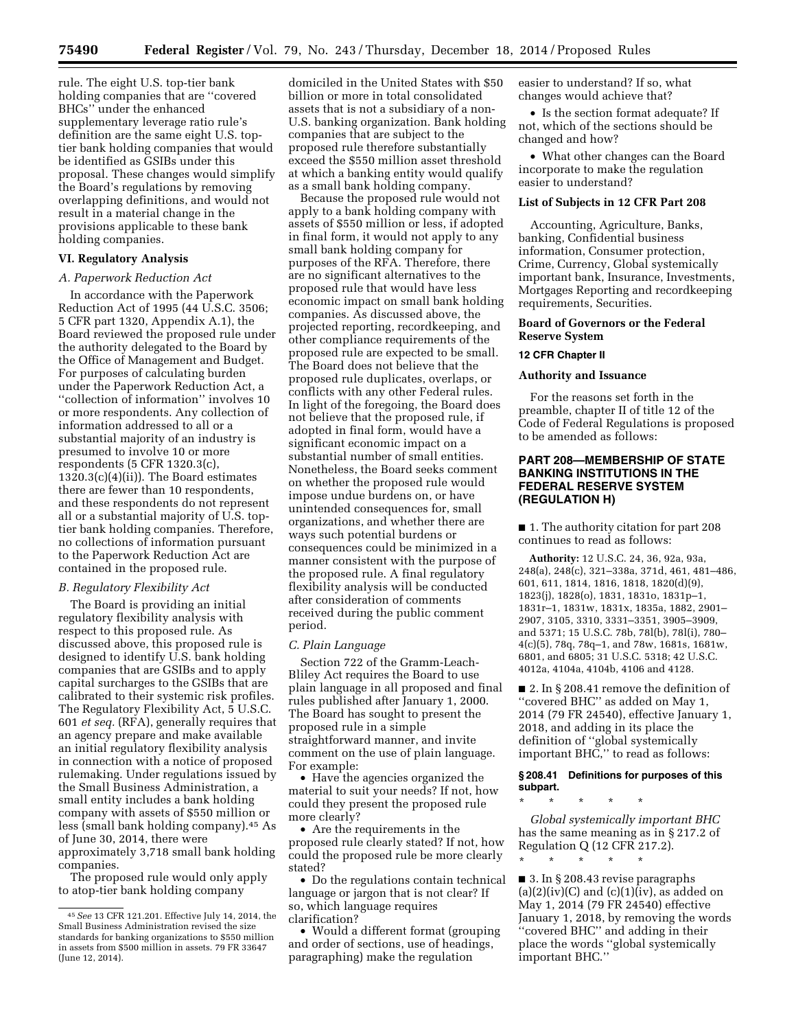rule. The eight U.S. top-tier bank holding companies that are ''covered BHCs'' under the enhanced supplementary leverage ratio rule's definition are the same eight U.S. top-tier bank holding companies that would be identified as GSIBs under this proposal. These changes would simplify the Board's regulations by removing overlapping definitions, and would not result in a material change in the provisions applicable to these bank holding companies.

## VI. Regulatory Analysis

### *A. Paperwork Reduction Act*

In accordance with the Paperwork Reduction Act of 1995 (44 U.S.C. 3506; 5 CFR part 1320, Appendix A.1), the Board reviewed the proposed rule under the authority delegated to the Board by the Office of Management and Budget. For purposes of calculating burden under the Paperwork Reduction Act, a ''collection of information'' involves 10 or more respondents. Any collection of information addressed to all or a substantial majority of an industry is presumed to involve 10 or more respondents (5 CFR 1320.3(c), 1320.3(c)(4)(ii)). The Board estimates there are fewer than 10 respondents, and these respondents do not represent all or a substantial majority of U.S. top-tier bank holding companies. Therefore, no collections of information pursuant to the Paperwork Reduction Act are contained in the proposed rule.

### *B. Regulatory Flexibility Act*

The Board is providing an initial regulatory flexibility analysis with respect to this proposed rule. As discussed above, this proposed rule is designed to identify U.S. bank holding companies that are GSIBs and to apply capital surcharges to the GSIBs that are calibrated to their systemic risk profiles. The Regulatory Flexibility Act, 5 U.S.C. 601 *et seq.* (RFA), generally requires that an agency prepare and make available an initial regulatory flexibility analysis in connection with a notice of proposed rulemaking. Under regulations issued by the Small Business Administration, a small entity includes a bank holding company with assets of $550 million or less (small bank holding company).[45] As of June 30, 2014, there were approximately 3,718 small bank holding companies.

The proposed rule would only apply to atop-tier bank holding company domiciled in the United States with $50 billion or more in total consolidated assets that is not a subsidiary of a non-U.S. banking organization. Bank holding companies that are subject to the proposed rule therefore substantially exceed the $550 million asset threshold at which a banking entity would qualify as a small bank holding company.

Because the proposed rule would not apply to a bank holding company with assets of $550 million or less, if adopted in final form, it would not apply to any small bank holding company for purposes of the RFA. Therefore, there are no significant alternatives to the proposed rule that would have less economic impact on small bank holding companies. As discussed above, the projected reporting, recordkeeping, and other compliance requirements of the proposed rule are expected to be small. The Board does not believe that the proposed rule duplicates, overlaps, or conflicts with any other Federal rules. In light of the foregoing, the Board does not believe that the proposed rule, if adopted in final form, would have a significant economic impact on a substantial number of small entities. Nonetheless, the Board seeks comment on whether the proposed rule would impose undue burdens on, or have unintended consequences for, small organizations, and whether there are ways such potential burdens or consequences could be minimized in a manner consistent with the purpose of the proposed rule. A final regulatory flexibility analysis will be conducted after consideration of comments received during the public comment period.

### *C. Plain Language*

Section 722 of the Gramm-Leach-Bliley Act requires the Board to use plain language in all proposed and final rules published after January 1, 2000. The Board has sought to present the proposed rule in a simple straightforward manner, and invite comment on the use of plain language. For example:

- Have the agencies organized the material to suit your needs? If not, how could they present the proposed rule more clearly?
- Are the requirements in the proposed rule clearly stated? If not, how could the proposed rule be more clearly stated?
- Do the regulations contain technical language or jargon that is not clear? If so, which language requires clarification?
- Would a different format (grouping and order of sections, use of headings, paragraphing) make the regulation easier to understand? If so, what changes would achieve that?
- Is the section format adequate? If not, which of the sections should be changed and how?
- What other changes can the Board incorporate to make the regulation easier to understand?

## List of Subjects in 12 CFR Part 208

Accounting, Agriculture, Banks, banking, Confidential business information, Consumer protection, Crime, Currency, Global systemically important bank, Insurance, Investments, Mortgages Reporting and recordkeeping requirements, Securities.

## Board of Governors or the Federal Reserve System

### 12 CFR Chapter II

## Authority and Issuance

For the reasons set forth in the preamble, chapter II of title 12 of the Code of Federal Regulations is proposed to be amended as follows:

## PART 208—MEMBERSHIP OF STATE BANKING INSTITUTIONS IN THE FEDERAL RESERVE SYSTEM (REGULATION H)

■ 1. The authority citation for part 208 continues to read as follows:

**Authority:** 12 U.S.C. 24, 36, 92a, 93a, 248(a), 248(c), 321–338a, 371d, 461, 481–486, 601, 611, 1814, 1816, 1818, 1820(d)(9), 1823(j), 1828(o), 1831, 1831o, 1831p–1, 1831r–1, 1831w, 1831x, 1835a, 1882, 2901–2907, 3105, 3310, 3331–3351, 3905–3909, and 5371; 15 U.S.C. 78b, 78l(b), 78l(i), 780–4(c)(5), 78q, 78q–1, and 78w, 1681s, 1681w, 6801, and 6805; 31 U.S.C. 5318; 42 U.S.C. 4012a, 4104a, 4104b, 4106 and 4128.

■ 2. In § 208.41 remove the definition of ''covered BHC'' as added on May 1, 2014 (79 FR 24540), effective January 1, 2018, and adding in its place the definition of ''global systemically important BHC,'' to read as follows:

### § 208.41 Definitions for purposes of this subpart.

\* \* \* \* \*

*Global systemically important BHC* has the same meaning as in § 217.2 of Regulation Q (12 CFR 217.2).

\* \* \* \* \*

■ 3. In § 208.43 revise paragraphs (a)(2)(iv)(C) and (c)(1)(iv), as added on May 1, 2014 (79 FR 24540) effective January 1, 2018, by removing the words ''covered BHC'' and adding in their place the words ''global systemically important BHC.''

[45] *See* 13 CFR 121.201. Effective July 14, 2014, the Small Business Administration revised the size standards for banking organizations to $550 million in assets from $500 million in assets. 79 FR 33647 (June 12, 2014).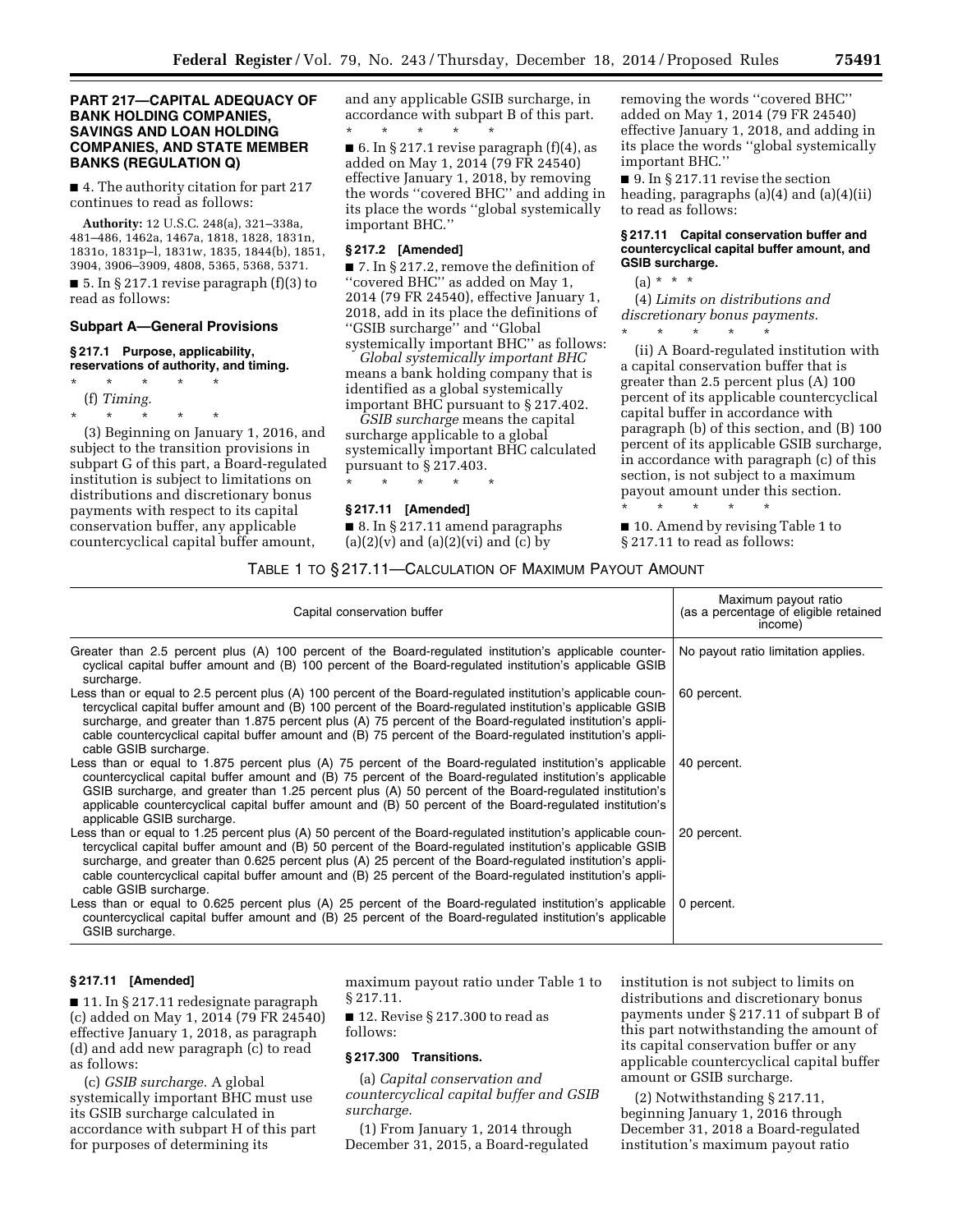## PART 217—CAPITAL ADEQUACY OF BANK HOLDING COMPANIES, SAVINGS AND LOAN HOLDING COMPANIES, AND STATE MEMBER BANKS (REGULATION Q)

■ 4. The authority citation for part 217 continues to read as follows:

**Authority:** 12 U.S.C. 248(a), 321–338a, 481–486, 1462a, 1467a, 1818, 1828, 1831n, 1831o, 1831p–l, 1831w, 1835, 1844(b), 1851, 3904, 3906–3909, 4808, 5365, 5368, 5371.

■ 5. In § 217.1 revise paragraph (f)(3) to read as follows:

### Subpart A—General Provisions

#### § 217.1 Purpose, applicability, reservations of authority, and timing.

\* \* \* \* \*

(f) *Timing.*

\* \* \* \* \*

(3) Beginning on January 1, 2016, and subject to the transition provisions in subpart G of this part, a Board-regulated institution is subject to limitations on distributions and discretionary bonus payments with respect to its capital conservation buffer, any applicable countercyclical capital buffer amount, and any applicable GSIB surcharge, in accordance with subpart B of this part.

\* \* \* \* \*

■ 6. In § 217.1 revise paragraph (f)(4), as added on May 1, 2014 (79 FR 24540) effective January 1, 2018, by removing the words ''covered BHC'' and adding in its place the words ''global systemically important BHC.''

#### § 217.2 [Amended]

■ 7. In § 217.2, remove the definition of ''covered BHC'' as added on May 1, 2014 (79 FR 24540), effective January 1, 2018, add in its place the definitions of ''GSIB surcharge'' and ''Global systemically important BHC'' as follows:

*Global systemically important BHC* means a bank holding company that is identified as a global systemically important BHC pursuant to § 217.402.

*GSIB surcharge* means the capital surcharge applicable to a global systemically important BHC calculated pursuant to § 217.403.

\* \* \* \* \*

#### § 217.11 [Amended]

■ 8. In § 217.11 amend paragraphs (a)(2)(v) and (a)(2)(vi) and (c) by removing the words ''covered BHC'' added on May 1, 2014 (79 FR 24540) effective January 1, 2018, and adding in its place the words ''global systemically important BHC.''

■ 9. In § 217.11 revise the section heading, paragraphs (a)(4) and (a)(4)(ii) to read as follows:

#### § 217.11 Capital conservation buffer and countercyclical capital buffer amount, and GSIB surcharge.

(a) \* \* \*

(4) *Limits on distributions and discretionary bonus payments.*

\* \* \* \* \*

(ii) A Board-regulated institution with a capital conservation buffer that is greater than 2.5 percent plus (A) 100 percent of its applicable countercyclical capital buffer in accordance with paragraph (b) of this section, and (B) 100 percent of its applicable GSIB surcharge, in accordance with paragraph (c) of this section, is not subject to a maximum payout amount under this section.

\* \* \* \* \*

■ 10. Amend by revising Table 1 to § 217.11 to read as follows:

TABLE 1 TO § 217.11—CALCULATION OF MAXIMUM PAYOUT AMOUNT

| Capital conservation buffer | Maximum payout ratio (as a percentage of eligible retained income) |
|---|---|
| Greater than 2.5 percent plus (A) 100 percent of the Board-regulated institution's applicable countercyclical capital buffer amount and (B) 100 percent of the Board-regulated institution's applicable GSIB surcharge. | No payout ratio limitation applies. |
| Less than or equal to 2.5 percent plus (A) 100 percent of the Board-regulated institution's applicable countercyclical capital buffer amount and (B) 100 percent of the Board-regulated institution's applicable GSIB surcharge, and greater than 1.875 percent plus (A) 75 percent of the Board-regulated institution's applicable countercyclical capital buffer amount and (B) 75 percent of the Board-regulated institution's applicable GSIB surcharge. | 60 percent. |
| Less than or equal to 1.875 percent plus (A) 75 percent of the Board-regulated institution's applicable countercyclical capital buffer amount and (B) 75 percent of the Board-regulated institution's applicable GSIB surcharge, and greater than 1.25 percent plus (A) 50 percent of the Board-regulated institution's applicable countercyclical capital buffer amount and (B) 50 percent of the Board-regulated institution's applicable GSIB surcharge. | 40 percent. |
| Less than or equal to 1.25 percent plus (A) 50 percent of the Board-regulated institution's applicable countercyclical capital buffer amount and (B) 50 percent of the Board-regulated institution's applicable GSIB surcharge, and greater than 0.625 percent plus (A) 25 percent of the Board-regulated institution's applicable countercyclical capital buffer amount and (B) 25 percent of the Board-regulated institution's applicable GSIB surcharge. | 20 percent. |
| Less than or equal to 0.625 percent plus (A) 25 percent of the Board-regulated institution's applicable countercyclical capital buffer amount and (B) 25 percent of the Board-regulated institution's applicable GSIB surcharge. | 0 percent. |

#### § 217.11 [Amended]

■ 11. In § 217.11 redesignate paragraph (c) added on May 1, 2014 (79 FR 24540) effective January 1, 2018, as paragraph (d) and add new paragraph (c) to read as follows:

(c) *GSIB surcharge.* A global systemically important BHC must use its GSIB surcharge calculated in accordance with subpart H of this part for purposes of determining its maximum payout ratio under Table 1 to § 217.11.

■ 12. Revise § 217.300 to read as follows:

#### § 217.300 Transitions.

(a) *Capital conservation and countercyclical capital buffer and GSIB surcharge.*

(1) From January 1, 2014 through December 31, 2015, a Board-regulated institution is not subject to limits on distributions and discretionary bonus payments under § 217.11 of subpart B of this part notwithstanding the amount of its capital conservation buffer or any applicable countercyclical capital buffer amount or GSIB surcharge.

(2) Notwithstanding § 217.11, beginning January 1, 2016 through December 31, 2018 a Board-regulated institution's maximum payout ratio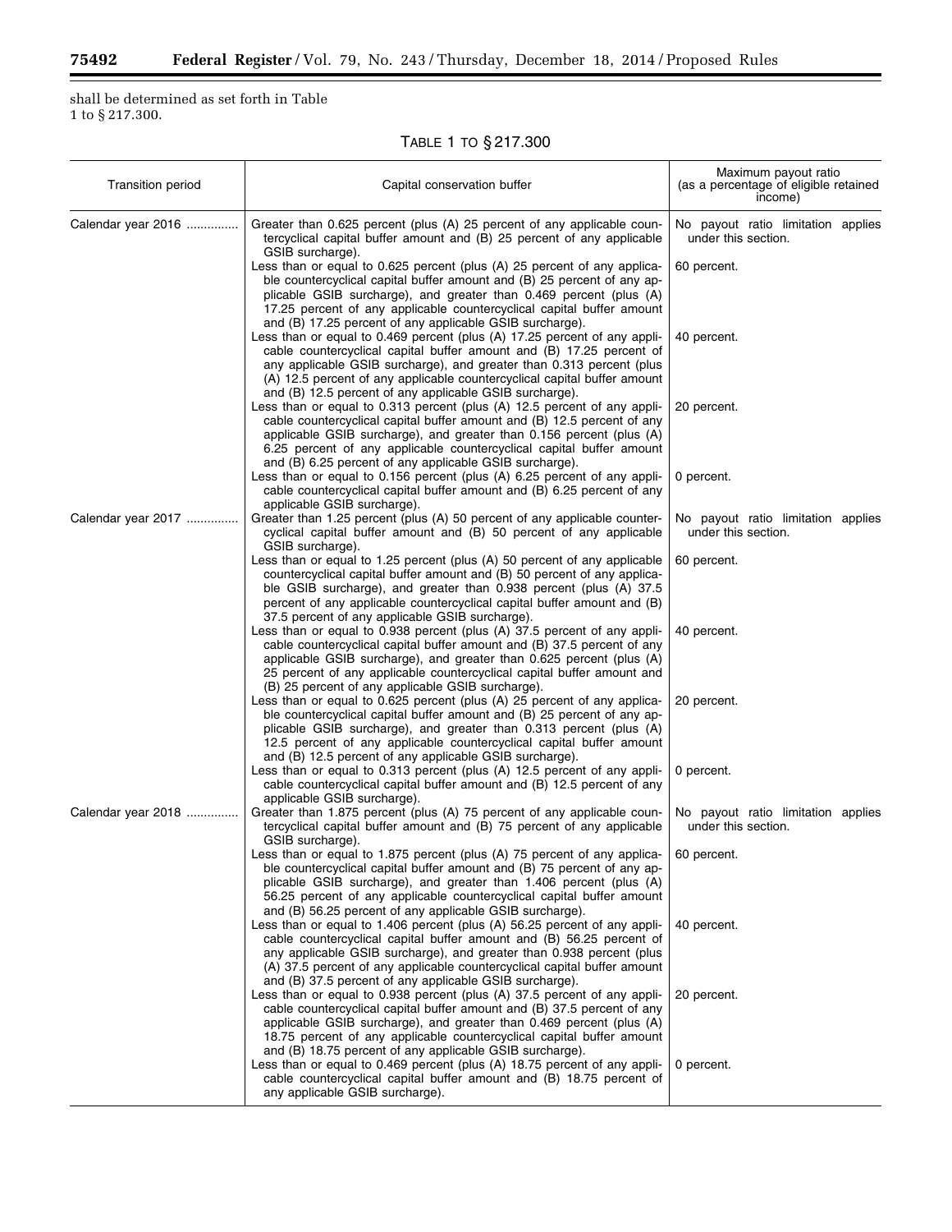shall be determined as set forth in Table 1 to § 217.300.

TABLE 1 TO § 217.300

| Transition period | Capital conservation buffer | Maximum payout ratio (as a percentage of eligible retained income) |
| --- | --- | --- |
| Calendar year 2016 | Greater than 0.625 percent (plus (A) 25 percent of any applicable countercyclical capital buffer amount and (B) 25 percent of any applicable GSIB surcharge). | No payout ratio limitation applies under this section. |
| | Less than or equal to 0.625 percent (plus (A) 25 percent of any applicable countercyclical capital buffer amount and (B) 25 percent of any applicable GSIB surcharge), and greater than 0.469 percent (plus (A) 17.25 percent of any applicable countercyclical capital buffer amount and (B) 17.25 percent of any applicable GSIB surcharge). | 60 percent. |
| | Less than or equal to 0.469 percent (plus (A) 17.25 percent of any applicable countercyclical capital buffer amount and (B) 17.25 percent of any applicable GSIB surcharge), and greater than 0.313 percent (plus (A) 12.5 percent of any applicable countercyclical capital buffer amount and (B) 12.5 percent of any applicable GSIB surcharge). | 40 percent. |
| | Less than or equal to 0.313 percent (plus (A) 12.5 percent of any applicable countercyclical capital buffer amount and (B) 12.5 percent of any applicable GSIB surcharge), and greater than 0.156 percent (plus (A) 6.25 percent of any applicable countercyclical capital buffer amount and (B) 6.25 percent of any applicable GSIB surcharge). | 20 percent. |
| | Less than or equal to 0.156 percent (plus (A) 6.25 percent of any applicable countercyclical capital buffer amount and (B) 6.25 percent of any applicable GSIB surcharge). | 0 percent. |
| Calendar year 2017 | Greater than 1.25 percent (plus (A) 50 percent of any applicable countercyclical capital buffer amount and (B) 50 percent of any applicable GSIB surcharge). | No payout ratio limitation applies under this section. |
| | Less than or equal to 1.25 percent (plus (A) 50 percent of any applicable countercyclical capital buffer amount and (B) 50 percent of any applicable GSIB surcharge), and greater than 0.938 percent (plus (A) 37.5 percent of any applicable countercyclical capital buffer amount and (B) 37.5 percent of any applicable GSIB surcharge). | 60 percent. |
| | Less than or equal to 0.938 percent (plus (A) 37.5 percent of any applicable countercyclical capital buffer amount and (B) 37.5 percent of any applicable GSIB surcharge), and greater than 0.625 percent (plus (A) 25 percent of any applicable countercyclical capital buffer amount and (B) 25 percent of any applicable GSIB surcharge). | 40 percent. |
| | Less than or equal to 0.625 percent (plus (A) 25 percent of any applicable countercyclical capital buffer amount and (B) 25 percent of any applicable GSIB surcharge), and greater than 0.313 percent (plus (A) 12.5 percent of any applicable countercyclical capital buffer amount and (B) 12.5 percent of any applicable GSIB surcharge). | 20 percent. |
| | Less than or equal to 0.313 percent (plus (A) 12.5 percent of any applicable countercyclical capital buffer amount and (B) 12.5 percent of any applicable GSIB surcharge). | 0 percent. |
| Calendar year 2018 | Greater than 1.875 percent (plus (A) 75 percent of any applicable countercyclical capital buffer amount and (B) 75 percent of any applicable GSIB surcharge). | No payout ratio limitation applies under this section. |
| | Less than or equal to 1.875 percent (plus (A) 75 percent of any applicable countercyclical capital buffer amount and (B) 75 percent of any applicable GSIB surcharge), and greater than 1.406 percent (plus (A) 56.25 percent of any applicable countercyclical capital buffer amount and (B) 56.25 percent of any applicable GSIB surcharge). | 60 percent. |
| | Less than or equal to 1.406 percent (plus (A) 56.25 percent of any applicable countercyclical capital buffer amount and (B) 56.25 percent of any applicable GSIB surcharge), and greater than 0.938 percent (plus (A) 37.5 percent of any applicable countercyclical capital buffer amount and (B) 37.5 percent of any applicable GSIB surcharge). | 40 percent. |
| | Less than or equal to 0.938 percent (plus (A) 37.5 percent of any applicable countercyclical capital buffer amount and (B) 37.5 percent of any applicable GSIB surcharge), and greater than 0.469 percent (plus (A) 18.75 percent of any applicable countercyclical capital buffer amount and (B) 18.75 percent of any applicable GSIB surcharge). | 20 percent. |
| | Less than or equal to 0.469 percent (plus (A) 18.75 percent of any applicable countercyclical capital buffer amount and (B) 18.75 percent of any applicable GSIB surcharge). | 0 percent. |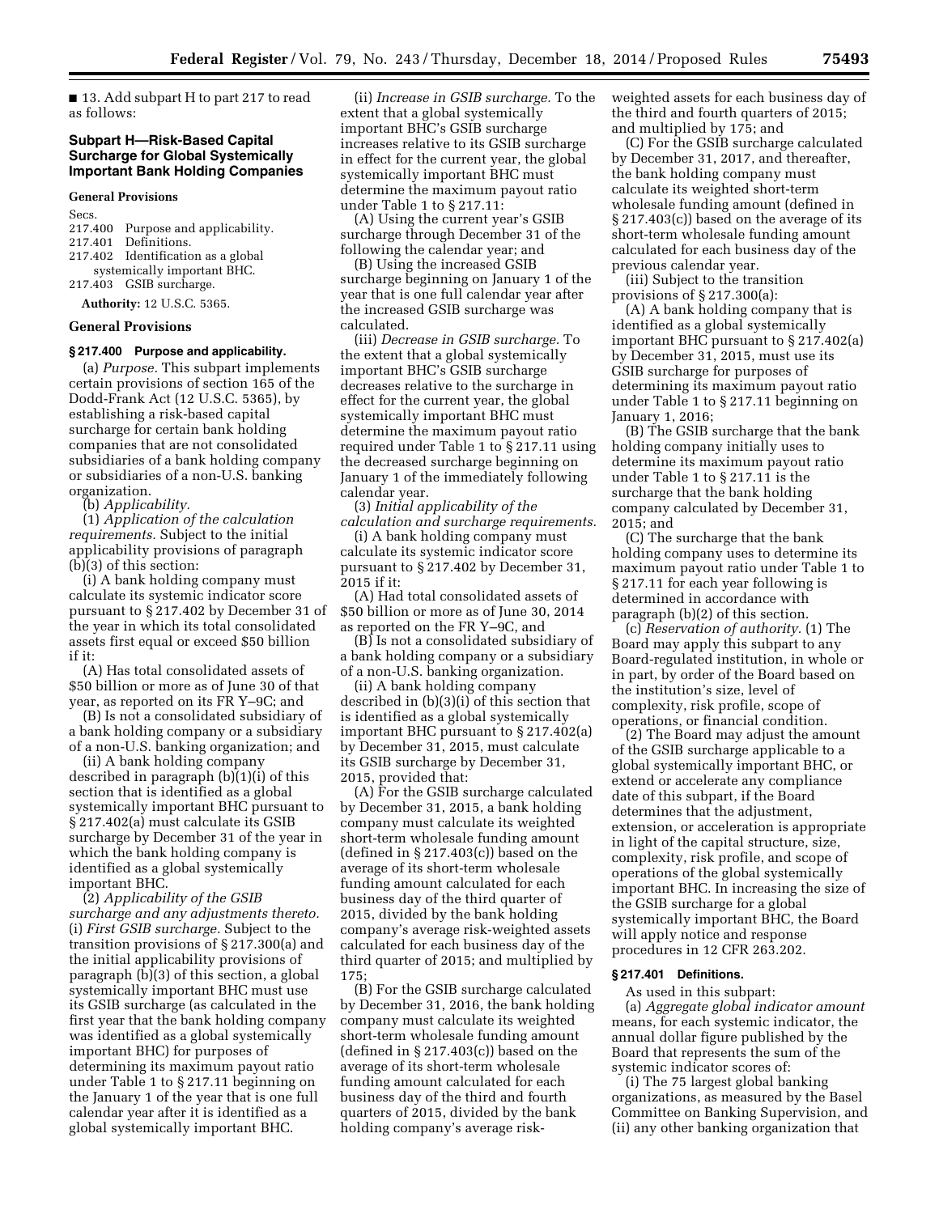■ 13. Add subpart H to part 217 to read as follows:

## Subpart H—Risk-Based Capital Surcharge for Global Systemically Important Bank Holding Companies

### General Provisions

Secs.
217.400 Purpose and applicability.
217.401 Definitions.
217.402 Identification as a global systemically important BHC.
217.403 GSIB surcharge.

**Authority:** 12 U.S.C. 5365.

### General Provisions

#### § 217.400 Purpose and applicability.

(a) *Purpose.* This subpart implements certain provisions of section 165 of the Dodd-Frank Act (12 U.S.C. 5365), by establishing a risk-based capital surcharge for certain bank holding companies that are not consolidated subsidiaries of a bank holding company or subsidiaries of a non-U.S. banking organization.

(b) *Applicability.*

(1) *Application of the calculation requirements.* Subject to the initial applicability provisions of paragraph (b)(3) of this section:

(i) A bank holding company must calculate its systemic indicator score pursuant to § 217.402 by December 31 of the year in which its total consolidated assets first equal or exceed $50 billion if it:

(A) Has total consolidated assets of $50 billion or more as of June 30 of that year, as reported on its FR Y–9C; and

(B) Is not a consolidated subsidiary of a bank holding company or a subsidiary of a non-U.S. banking organization; and

(ii) A bank holding company described in paragraph (b)(1)(i) of this section that is identified as a global systemically important BHC pursuant to § 217.402(a) must calculate its GSIB surcharge by December 31 of the year in which the bank holding company is identified as a global systemically important BHC.

(2) *Applicability of the GSIB surcharge and any adjustments thereto.* (i) *First GSIB surcharge.* Subject to the transition provisions of § 217.300(a) and the initial applicability provisions of paragraph (b)(3) of this section, a global systemically important BHC must use its GSIB surcharge (as calculated in the first year that the bank holding company was identified as a global systemically important BHC) for purposes of determining its maximum payout ratio under Table 1 to § 217.11 beginning on the January 1 of the year that is one full calendar year after it is identified as a global systemically important BHC.

(ii) *Increase in GSIB surcharge.* To the extent that a global systemically important BHC's GSIB surcharge increases relative to its GSIB surcharge in effect for the current year, the global systemically important BHC must determine the maximum payout ratio under Table 1 to § 217.11:

(A) Using the current year's GSIB surcharge through December 31 of the following the calendar year; and

(B) Using the increased GSIB surcharge beginning on January 1 of the year that is one full calendar year after the increased GSIB surcharge was calculated.

(iii) *Decrease in GSIB surcharge.* To the extent that a global systemically important BHC's GSIB surcharge decreases relative to the surcharge in effect for the current year, the global systemically important BHC must determine the maximum payout ratio required under Table 1 to § 217.11 using the decreased surcharge beginning on January 1 of the immediately following calendar year.

(3) *Initial applicability of the calculation and surcharge requirements.*

(i) A bank holding company must calculate its systemic indicator score pursuant to § 217.402 by December 31, 2015 if it:

(A) Had total consolidated assets of $50 billion or more as of June 30, 2014 as reported on the FR Y–9C, and

(B) Is not a consolidated subsidiary of a bank holding company or a subsidiary of a non-U.S. banking organization.

(ii) A bank holding company described in (b)(3)(i) of this section that is identified as a global systemically important BHC pursuant to § 217.402(a) by December 31, 2015, must calculate its GSIB surcharge by December 31, 2015, provided that:

(A) For the GSIB surcharge calculated by December 31, 2015, a bank holding company must calculate its weighted short-term wholesale funding amount (defined in § 217.403(c)) based on the average of its short-term wholesale funding amount calculated for each business day of the third quarter of 2015, divided by the bank holding company's average risk-weighted assets calculated for each business day of the third quarter of 2015; and multiplied by 175;

(B) For the GSIB surcharge calculated by December 31, 2016, the bank holding company must calculate its weighted short-term wholesale funding amount (defined in § 217.403(c)) based on the average of its short-term wholesale funding amount calculated for each business day of the third and fourth quarters of 2015, divided by the bank holding company's average risk-weighted assets for each business day of the third and fourth quarters of 2015; and multiplied by 175; and

(C) For the GSIB surcharge calculated by December 31, 2017, and thereafter, the bank holding company must calculate its weighted short-term wholesale funding amount (defined in § 217.403(c)) based on the average of its short-term wholesale funding amount calculated for each business day of the previous calendar year.

(iii) Subject to the transition provisions of § 217.300(a):

(A) A bank holding company that is identified as a global systemically important BHC pursuant to § 217.402(a) by December 31, 2015, must use its GSIB surcharge for purposes of determining its maximum payout ratio under Table 1 to § 217.11 beginning on January 1, 2016;

(B) The GSIB surcharge that the bank holding company initially uses to determine its maximum payout ratio under Table 1 to § 217.11 is the surcharge that the bank holding company calculated by December 31, 2015; and

(C) The surcharge that the bank holding company uses to determine its maximum payout ratio under Table 1 to § 217.11 for each year following is determined in accordance with paragraph (b)(2) of this section.

(c) *Reservation of authority.* (1) The Board may apply this subpart to any Board-regulated institution, in whole or in part, by order of the Board based on the institution's size, level of complexity, risk profile, scope of operations, or financial condition.

(2) The Board may adjust the amount of the GSIB surcharge applicable to a global systemically important BHC, or extend or accelerate any compliance date of this subpart, if the Board determines that the adjustment, extension, or acceleration is appropriate in light of the capital structure, size, complexity, risk profile, and scope of operations of the global systemically important BHC. In increasing the size of the GSIB surcharge for a global systemically important BHC, the Board will apply notice and response procedures in 12 CFR 263.202.

#### § 217.401 Definitions.

As used in this subpart:

(a) *Aggregate global indicator amount* means, for each systemic indicator, the annual dollar figure published by the Board that represents the sum of the systemic indicator scores of:

(i) The 75 largest global banking organizations, as measured by the Basel Committee on Banking Supervision, and (ii) any other banking organization that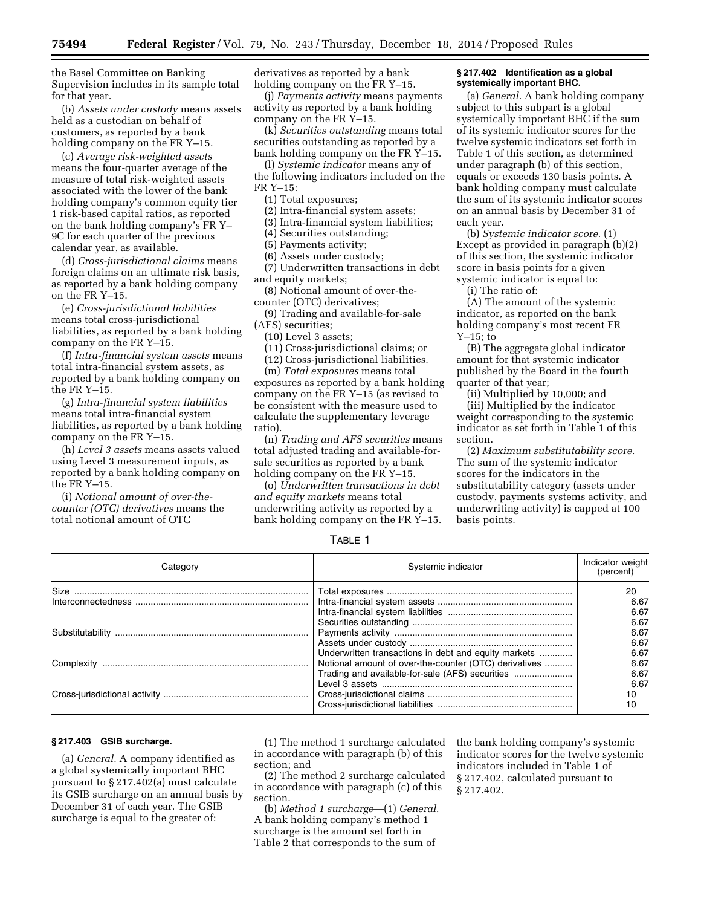the Basel Committee on Banking Supervision includes in its sample total for that year.

(b) *Assets under custody* means assets held as a custodian on behalf of customers, as reported by a bank holding company on the FR Y–15.

(c) *Average risk-weighted assets* means the four-quarter average of the measure of total risk-weighted assets associated with the lower of the bank holding company's common equity tier 1 risk-based capital ratios, as reported on the bank holding company's FR Y–9C for each quarter of the previous calendar year, as available.

(d) *Cross-jurisdictional claims* means foreign claims on an ultimate risk basis, as reported by a bank holding company on the FR Y–15.

(e) *Cross-jurisdictional liabilities* means total cross-jurisdictional liabilities, as reported by a bank holding company on the FR Y–15.

(f) *Intra-financial system assets* means total intra-financial system assets, as reported by a bank holding company on the FR Y–15.

(g) *Intra-financial system liabilities* means total intra-financial system liabilities, as reported by a bank holding company on the FR Y–15.

(h) *Level 3 assets* means assets valued using Level 3 measurement inputs, as reported by a bank holding company on the FR Y–15.

(i) *Notional amount of over-the-counter (OTC) derivatives* means the total notional amount of OTC derivatives as reported by a bank holding company on the FR Y–15.

(j) *Payments activity* means payments activity as reported by a bank holding company on the FR Y–15.

(k) *Securities outstanding* means total securities outstanding as reported by a bank holding company on the FR Y–15.

(l) *Systemic indicator* means any of the following indicators included on the FR Y–15:

(1) Total exposures;

(2) Intra-financial system assets;

(3) Intra-financial system liabilities;

(4) Securities outstanding;

(5) Payments activity;

(6) Assets under custody;

(7) Underwritten transactions in debt and equity markets;

(8) Notional amount of over-the-counter (OTC) derivatives;

(9) Trading and available-for-sale (AFS) securities;

(10) Level 3 assets;

(11) Cross-jurisdictional claims; or

(12) Cross-jurisdictional liabilities.

(m) *Total exposures* means total exposures as reported by a bank holding company on the FR Y–15 (as revised to be consistent with the measure used to calculate the supplementary leverage ratio).

(n) *Trading and AFS securities* means total adjusted trading and available-for-sale securities as reported by a bank holding company on the FR Y–15.

(o) *Underwritten transactions in debt and equity markets* means total underwriting activity as reported by a bank holding company on the FR Y–15.

**§ 217.402 Identification as a global systemically important BHC.**

(a) *General.* A bank holding company subject to this subpart is a global systemically important BHC if the sum of its systemic indicator scores for the twelve systemic indicators set forth in Table 1 of this section, as determined under paragraph (b) of this section, equals or exceeds 130 basis points. A bank holding company must calculate the sum of its systemic indicator scores on an annual basis by December 31 of each year.

(b) *Systemic indicator score.* (1) Except as provided in paragraph (b)(2) of this section, the systemic indicator score in basis points for a given systemic indicator is equal to:

(i) The ratio of:

(A) The amount of the systemic indicator, as reported on the bank holding company's most recent FR Y–15; to

(B) The aggregate global indicator amount for that systemic indicator published by the Board in the fourth quarter of that year;

(ii) Multiplied by 10,000; and

(iii) Multiplied by the indicator weight corresponding to the systemic indicator as set forth in Table 1 of this section.

(2) *Maximum substitutability score.* The sum of the systemic indicator scores for the indicators in the substitutability category (assets under custody, payments systems activity, and underwriting activity) is capped at 100 basis points.

TABLE 1

| Category | Systemic indicator | Indicator weight (percent) |
|---|---|---|
| Size | Total exposures | 20 |
| Interconnectedness | Intra-financial system assets | 6.67 |
| | Intra-financial system liabilities | 6.67 |
| | Securities outstanding | 6.67 |
| Substitutability | Payments activity | 6.67 |
| | Assets under custody | 6.67 |
| | Underwritten transactions in debt and equity markets | 6.67 |
| Complexity | Notional amount of over-the-counter (OTC) derivatives | 6.67 |
| | Trading and available-for-sale (AFS) securities | 6.67 |
| | Level 3 assets | 6.67 |
| Cross-jurisdictional activity | Cross-jurisdictional claims | 10 |
| | Cross-jurisdictional liabilities | 10 |

**§ 217.403 GSIB surcharge.**

(a) *General.* A company identified as a global systemically important BHC pursuant to § 217.402(a) must calculate its GSIB surcharge on an annual basis by December 31 of each year. The GSIB surcharge is equal to the greater of:

(1) The method 1 surcharge calculated in accordance with paragraph (b) of this section; and

(2) The method 2 surcharge calculated in accordance with paragraph (c) of this section.

(b) *Method 1 surcharge*—(1) *General.* A bank holding company's method 1 surcharge is the amount set forth in Table 2 that corresponds to the sum of the bank holding company's systemic indicator scores for the twelve systemic indicators included in Table 1 of § 217.402, calculated pursuant to § 217.402.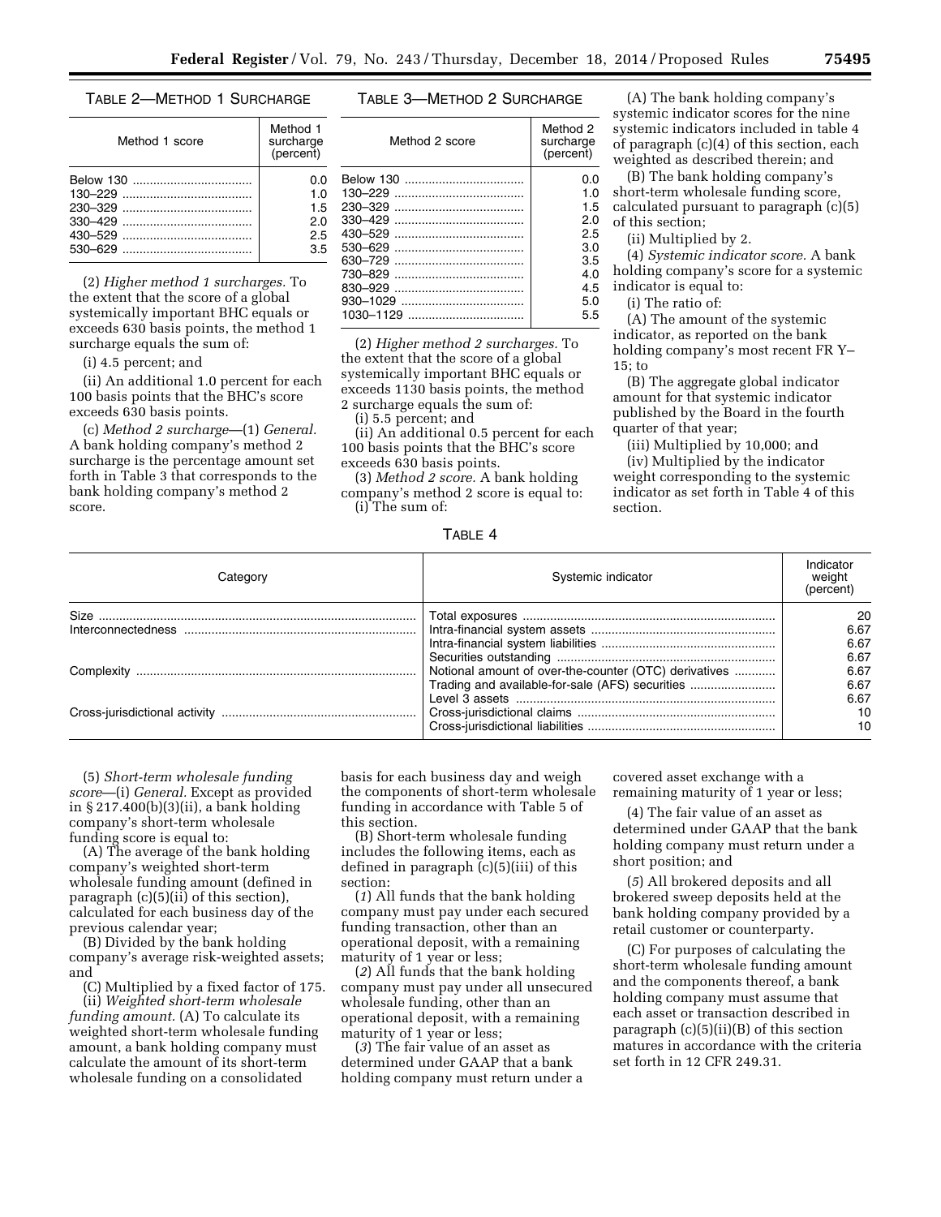TABLE 2—METHOD 1 SURCHARGE

| Method 1 score | Method 1 surcharge (percent) |
|---|---|
| Below 130 | 0.0 |
| 130–229 | 1.0 |
| 230–329 | 1.5 |
| 330–429 | 2.0 |
| 430–529 | 2.5 |
| 530–629 | 3.5 |

(2) *Higher method 1 surcharges.* To the extent that the score of a global systemically important BHC equals or exceeds 630 basis points, the method 1 surcharge equals the sum of:

(i) 4.5 percent; and

(ii) An additional 1.0 percent for each 100 basis points that the BHC's score exceeds 630 basis points.

(c) *Method 2 surcharge*—(1) *General.* A bank holding company's method 2 surcharge is the percentage amount set forth in Table 3 that corresponds to the bank holding company's method 2 score.

TABLE 3—METHOD 2 SURCHARGE

| Method 2 score | Method 2 surcharge (percent) |
|---|---|
| Below 130 | 0.0 |
| 130–229 | 1.0 |
| 230–329 | 1.5 |
| 330–429 | 2.0 |
| 430–529 | 2.5 |
| 530–629 | 3.0 |
| 630–729 | 3.5 |
| 730–829 | 4.0 |
| 830–929 | 4.5 |
| 930–1029 | 5.0 |
| 1030–1129 | 5.5 |

(2) *Higher method 2 surcharges.* To the extent that the score of a global systemically important BHC equals or exceeds 1130 basis points, the method 2 surcharge equals the sum of:

(i) 5.5 percent; and

(ii) An additional 0.5 percent for each 100 basis points that the BHC's score exceeds 630 basis points.

(3) *Method 2 score.* A bank holding company's method 2 score is equal to:

(i) The sum of:

(A) The bank holding company's systemic indicator scores for the nine systemic indicators included in table 4 of paragraph (c)(4) of this section, each weighted as described therein; and

(B) The bank holding company's short-term wholesale funding score, calculated pursuant to paragraph (c)(5) of this section;

(ii) Multiplied by 2.

(4) *Systemic indicator score.* A bank holding company's score for a systemic indicator is equal to:

(i) The ratio of:

(A) The amount of the systemic indicator, as reported on the bank holding company's most recent FR Y–15; to

(B) The aggregate global indicator amount for that systemic indicator published by the Board in the fourth quarter of that year;

(iii) Multiplied by 10,000; and

(iv) Multiplied by the indicator weight corresponding to the systemic indicator as set forth in Table 4 of this section.

TABLE 4

| Category | Systemic indicator | Indicator weight (percent) |
|---|---|---|
| Size | Total exposures | 20 |
| Interconnectedness | Intra-financial system assets | 6.67 |
| | Intra-financial system liabilities | 6.67 |
| | Securities outstanding | 6.67 |
| Complexity | Notional amount of over-the-counter (OTC) derivatives | 6.67 |
| | Trading and available-for-sale (AFS) securities | 6.67 |
| | Level 3 assets | 6.67 |
| Cross-jurisdictional activity | Cross-jurisdictional claims | 10 |
| | Cross-jurisdictional liabilities | 10 |

(5) *Short-term wholesale funding score*—(i) *General.* Except as provided in § 217.400(b)(3)(ii), a bank holding company's short-term wholesale funding score is equal to:

(A) The average of the bank holding company's weighted short-term wholesale funding amount (defined in paragraph (c)(5)(ii) of this section), calculated for each business day of the previous calendar year;

(B) Divided by the bank holding company's average risk-weighted assets; and

(C) Multiplied by a fixed factor of 175.

(ii) *Weighted short-term wholesale funding amount.* (A) To calculate its weighted short-term wholesale funding amount, a bank holding company must calculate the amount of its short-term wholesale funding on a consolidated basis for each business day and weigh the components of short-term wholesale funding in accordance with Table 5 of this section.

(B) Short-term wholesale funding includes the following items, each as defined in paragraph (c)(5)(iii) of this section:

(*1*) All funds that the bank holding company must pay under each secured funding transaction, other than an operational deposit, with a remaining maturity of 1 year or less;

(*2*) All funds that the bank holding company must pay under all unsecured wholesale funding, other than an operational deposit, with a remaining maturity of 1 year or less;

(*3*) The fair value of an asset as determined under GAAP that a bank holding company must return under a covered asset exchange with a remaining maturity of 1 year or less;

(*4*) The fair value of an asset as determined under GAAP that the bank holding company must return under a short position; and

(*5*) All brokered deposits and all brokered sweep deposits held at the bank holding company provided by a retail customer or counterparty.

(C) For purposes of calculating the short-term wholesale funding amount and the components thereof, a bank holding company must assume that each asset or transaction described in paragraph (c)(5)(ii)(B) of this section matures in accordance with the criteria set forth in 12 CFR 249.31.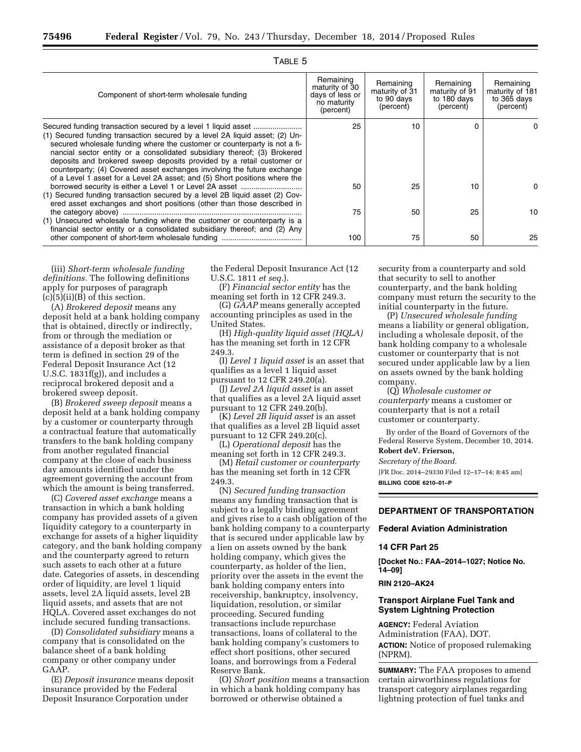TABLE 5

| Component of short-term wholesale funding | Remaining maturity of 30 days of less or no maturity (percent) | Remaining maturity of 31 to 90 days (percent) | Remaining maturity of 91 to 180 days (percent) | Remaining maturity of 181 to 365 days (percent) |
|---|---|---|---|---|
| Secured funding transaction secured by a level 1 liquid asset | 25 | 10 | 0 | 0 |
| (1) Secured funding transaction secured by a level 2A liquid asset; (2) Unsecured wholesale funding where the customer or counterparty is not a financial sector entity or a consolidated subsidiary thereof; (3) Brokered deposits and brokered sweep deposits provided by a retail customer or counterparty; (4) Covered asset exchanges involving the future exchange of a Level 1 asset for a Level 2A asset; and (5) Short positions where the borrowed security is either a Level 1 or Level 2A asset | 50 | 25 | 10 | 0 |
| (1) Secured funding transaction secured by a level 2B liquid asset (2) Covered asset exchanges and short positions (other than those described in the category above) | 75 | 50 | 25 | 10 |
| (1) Unsecured wholesale funding where the customer or counterparty is a financial sector entity or a consolidated subsidiary thereof; and (2) Any other component of short-term wholesale funding | 100 | 75 | 50 | 25 |

(iii) *Short-term wholesale funding definitions.* The following definitions apply for purposes of paragraph (c)(5)(ii)(B) of this section.

(A) *Brokered deposit* means any deposit held at a bank holding company that is obtained, directly or indirectly, from or through the mediation or assistance of a deposit broker as that term is defined in section 29 of the Federal Deposit Insurance Act (12 U.S.C. 1831f(g)), and includes a reciprocal brokered deposit and a brokered sweep deposit.

(B) *Brokered sweep deposit* means a deposit held at a bank holding company by a customer or counterparty through a contractual feature that automatically transfers to the bank holding company from another regulated financial company at the close of each business day amounts identified under the agreement governing the account from which the amount is being transferred.

(C) *Covered asset exchange* means a transaction in which a bank holding company has provided assets of a given liquidity category to a counterparty in exchange for assets of a higher liquidity category, and the bank holding company and the counterparty agreed to return such assets to each other at a future date. Categories of assets, in descending order of liquidity, are level 1 liquid assets, level 2A liquid assets, level 2B liquid assets, and assets that are not HQLA. Covered asset exchanges do not include secured funding transactions.

(D) *Consolidated subsidiary* means a company that is consolidated on the balance sheet of a bank holding company or other company under GAAP.

(E) *Deposit insurance* means deposit insurance provided by the Federal Deposit Insurance Corporation under the Federal Deposit Insurance Act (12 U.S.C. 1811 *et seq.*).

(F) *Financial sector entity* has the meaning set forth in 12 CFR 249.3.

(G) *GAAP* means generally accepted accounting principles as used in the United States.

(H) *High-quality liquid asset (HQLA)* has the meaning set forth in 12 CFR 249.3.

(I) *Level 1 liquid asset* is an asset that qualifies as a level 1 liquid asset pursuant to 12 CFR 249.20(a).

(J) *Level 2A liquid asset* is an asset that qualifies as a level 2A liquid asset pursuant to 12 CFR 249.20(b).

(K) *Level 2B liquid asset* is an asset that qualifies as a level 2B liquid asset pursuant to 12 CFR 249.20(c).

(L) *Operational deposit* has the meaning set forth in 12 CFR 249.3.

(M) *Retail customer or counterparty* has the meaning set forth in 12 CFR 249.3.

(N) *Secured funding transaction* means any funding transaction that is subject to a legally binding agreement and gives rise to a cash obligation of the bank holding company to a counterparty that is secured under applicable law by a lien on assets owned by the bank holding company, which gives the counterparty, as holder of the lien, priority over the assets in the event the bank holding company enters into receivership, bankruptcy, insolvency, liquidation, resolution, or similar proceeding. Secured funding transactions include repurchase transactions, loans of collateral to the bank holding company's customers to effect short positions, other secured loans, and borrowings from a Federal Reserve Bank.

(O) *Short position* means a transaction in which a bank holding company has borrowed or otherwise obtained a security from a counterparty and sold that security to sell to another counterparty, and the bank holding company must return the security to the initial counterparty in the future.

(P) *Unsecured wholesale funding* means a liability or general obligation, including a wholesale deposit, of the bank holding company to a wholesale customer or counterparty that is not secured under applicable law by a lien on assets owned by the bank holding company.

(Q) *Wholesale customer or counterparty* means a customer or counterparty that is not a retail customer or counterparty.

By order of the Board of Governors of the Federal Reserve System, December 10, 2014.

**Robert deV. Frierson,**

*Secretary of the Board.*

[FR Doc. 2014–29330 Filed 12–17–14; 8:45 am]

**BILLING CODE 6210–01–P**

---

## DEPARTMENT OF TRANSPORTATION

### Federal Aviation Administration

#### 14 CFR Part 25

**[Docket No.: FAA–2014–1027; Notice No. 14–09]**

**RIN 2120–AK24**

### Transport Airplane Fuel Tank and System Lightning Protection

**AGENCY:** Federal Aviation Administration (FAA), DOT.

**ACTION:** Notice of proposed rulemaking (NPRM).

**SUMMARY:** The FAA proposes to amend certain airworthiness regulations for transport category airplanes regarding lightning protection of fuel tanks and